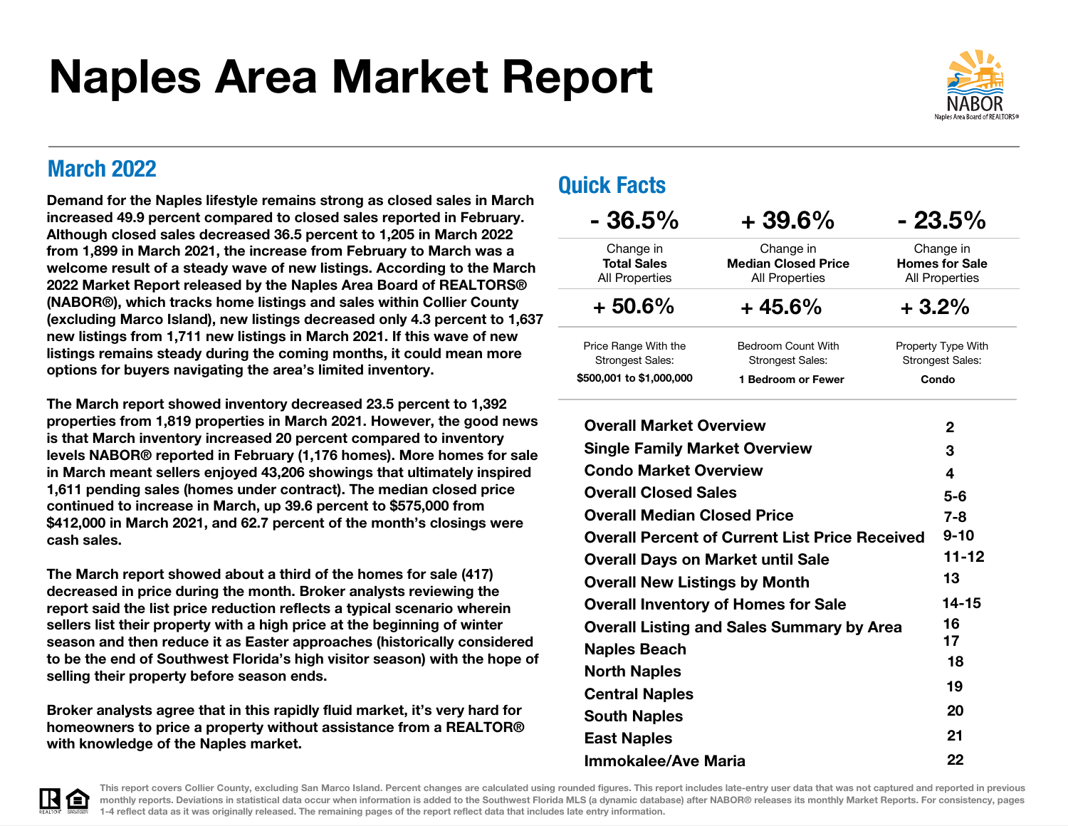# Naples Area Market Report

NABOR
Naples Area Board of REALTORS®

## March 2022

**Demand for the Naples lifestyle remains strong as closed sales in March increased 49.9 percent compared to closed sales reported in February. Although closed sales decreased 36.5 percent to 1,205 in March 2022 from 1,899 in March 2021, the increase from February to March was a welcome result of a steady wave of new listings. According to the March 2022 Market Report released by the Naples Area Board of REALTORS® (NABOR®), which tracks home listings and sales within Collier County (excluding Marco Island), new listings decreased only 4.3 percent to 1,637 new listings from 1,711 new listings in March 2021. If this wave of new listings remains steady during the coming months, it could mean more options for buyers navigating the area's limited inventory.**

**The March report showed inventory decreased 23.5 percent to 1,392 properties from 1,819 properties in March 2021. However, the good news is that March inventory increased 20 percent compared to inventory levels NABOR® reported in February (1,176 homes). More homes for sale in March meant sellers enjoyed 43,206 showings that ultimately inspired 1,611 pending sales (homes under contract). The median closed price continued to increase in March, up 39.6 percent to $575,000 from $412,000 in March 2021, and 62.7 percent of the month's closings were cash sales.**

**The March report showed about a third of the homes for sale (417) decreased in price during the month. Broker analysts reviewing the report said the list price reduction reflects a typical scenario wherein sellers list their property with a high price at the beginning of winter season and then reduce it as Easter approaches (historically considered to be the end of Southwest Florida's high visitor season) with the hope of selling their property before season ends.**

**Broker analysts agree that in this rapidly fluid market, it's very hard for homeowners to price a property without assistance from a REALTOR® with knowledge of the Naples market.**

## Quick Facts

| - 36.5% | + 39.6% | - 23.5% |
|---|---|---|
| Change in **Total Sales** All Properties | Change in **Median Closed Price** All Properties | Change in **Homes for Sale** All Properties |
| **+ 50.6%** | **+ 45.6%** | **+ 3.2%** |
| Price Range With the Strongest Sales: **$500,001 to $1,000,000** | Bedroom Count With Strongest Sales: **1 Bedroom or Fewer** | Property Type With Strongest Sales: **Condo** |

| | |
|---|---|
| **Overall Market Overview** | 2 |
| **Single Family Market Overview** | 3 |
| **Condo Market Overview** | 4 |
| **Overall Closed Sales** | 5-6 |
| **Overall Median Closed Price** | 7-8 |
| **Overall Percent of Current List Price Received** | 9-10 |
| **Overall Days on Market until Sale** | 11-12 |
| **Overall New Listings by Month** | 13 |
| **Overall Inventory of Homes for Sale** | 14-15 |
| **Overall Listing and Sales Summary by Area** | 16 |
| **Naples Beach** | 17 |
| **North Naples** | 18 |
| **Central Naples** | 19 |
| **South Naples** | 20 |
| **East Naples** | 21 |
| **Immokalee/Ave Maria** | 22 |

This report covers Collier County, excluding San Marco Island. Percent changes are calculated using rounded figures. This report includes late-entry user data that was not captured and reported in previous monthly reports. Deviations in statistical data occur when information is added to the Southwest Florida MLS (a dynamic database) after NABOR® releases its monthly Market Reports. For consistency, pages 1-4 reflect data as it was originally released. The remaining pages of the report reflect data that includes late entry information.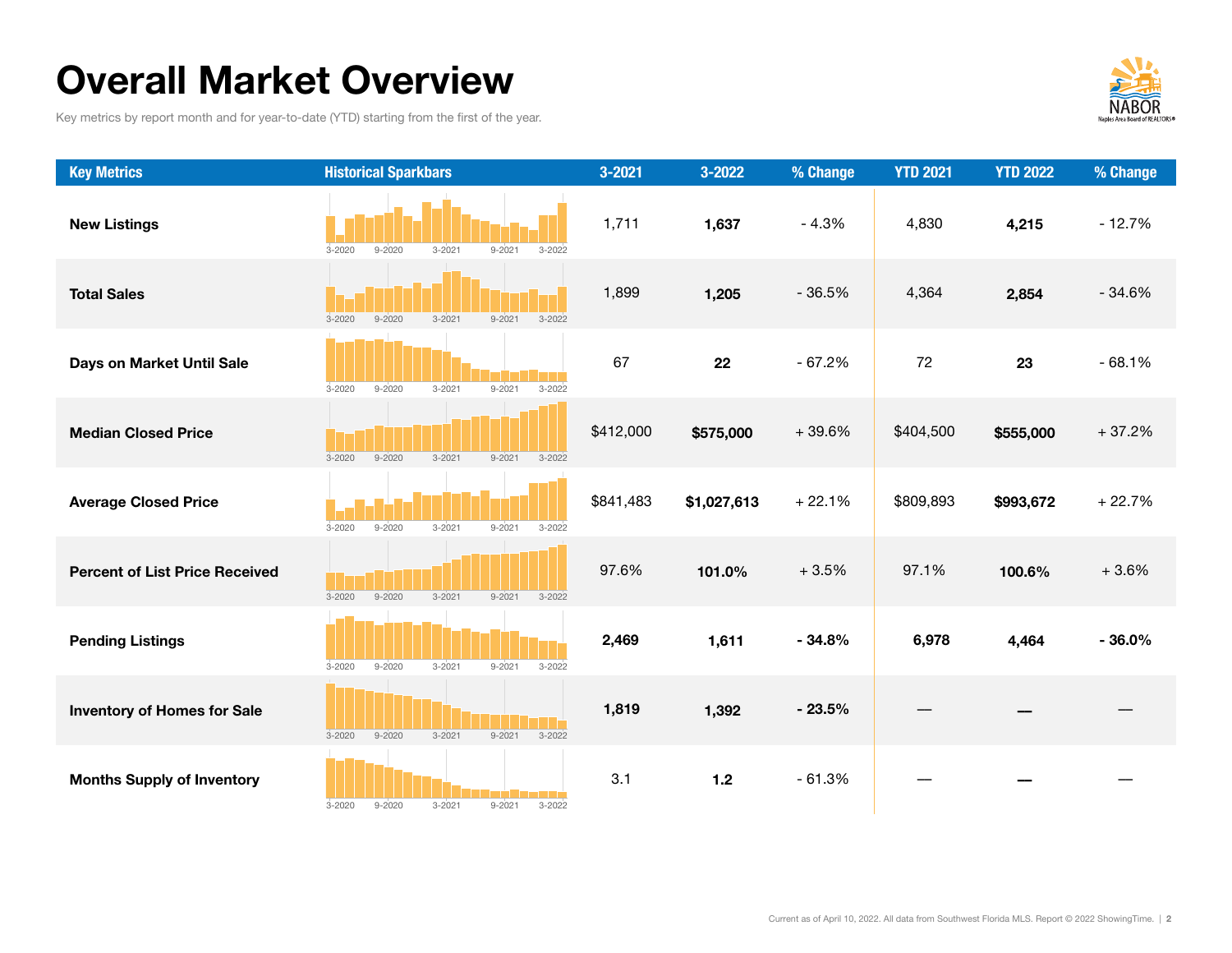# Overall Market Overview

Key metrics by report month and for year-to-date (YTD) starting from the first of the year.

| Key Metrics | Historical Sparkbars | 3-2021 | 3-2022 | % Change | YTD 2021 | YTD 2022 | % Change |
|---|---|---|---|---|---|---|---|
| **New Listings** | 3-2020 9-2020 3-2021 9-2021 3-2022 | 1,711 | **1,637** | - 4.3% | 4,830 | **4,215** | - 12.7% |
| **Total Sales** | 3-2020 9-2020 3-2021 9-2021 3-2022 | 1,899 | **1,205** | - 36.5% | 4,364 | **2,854** | - 34.6% |
| **Days on Market Until Sale** | 3-2020 9-2020 3-2021 9-2021 3-2022 | 67 | **22** | - 67.2% | 72 | **23** | - 68.1% |
| **Median Closed Price** | 3-2020 9-2020 3-2021 9-2021 3-2022 | $412,000 | **$575,000** | + 39.6% | $404,500 | **$555,000** | + 37.2% |
| **Average Closed Price** | 3-2020 9-2020 3-2021 9-2021 3-2022 | $841,483 | **$1,027,613** | + 22.1% | $809,893 | **$993,672** | + 22.7% |
| **Percent of List Price Received** | 3-2020 9-2020 3-2021 9-2021 3-2022 | 97.6% | **101.0%** | + 3.5% | 97.1% | **100.6%** | + 3.6% |
| **Pending Listings** | 3-2020 9-2020 3-2021 9-2021 3-2022 | **2,469** | **1,611** | **- 34.8%** | **6,978** | **4,464** | **- 36.0%** |
| **Inventory of Homes for Sale** | 3-2020 9-2020 3-2021 9-2021 3-2022 | **1,819** | **1,392** | **- 23.5%** | — | **—** | — |
| **Months Supply of Inventory** | 3-2020 9-2020 3-2021 9-2021 3-2022 | 3.1 | **1.2** | - 61.3% | — | **—** | — |

Current as of April 10, 2022. All data from Southwest Florida MLS. Report © 2022 ShowingTime.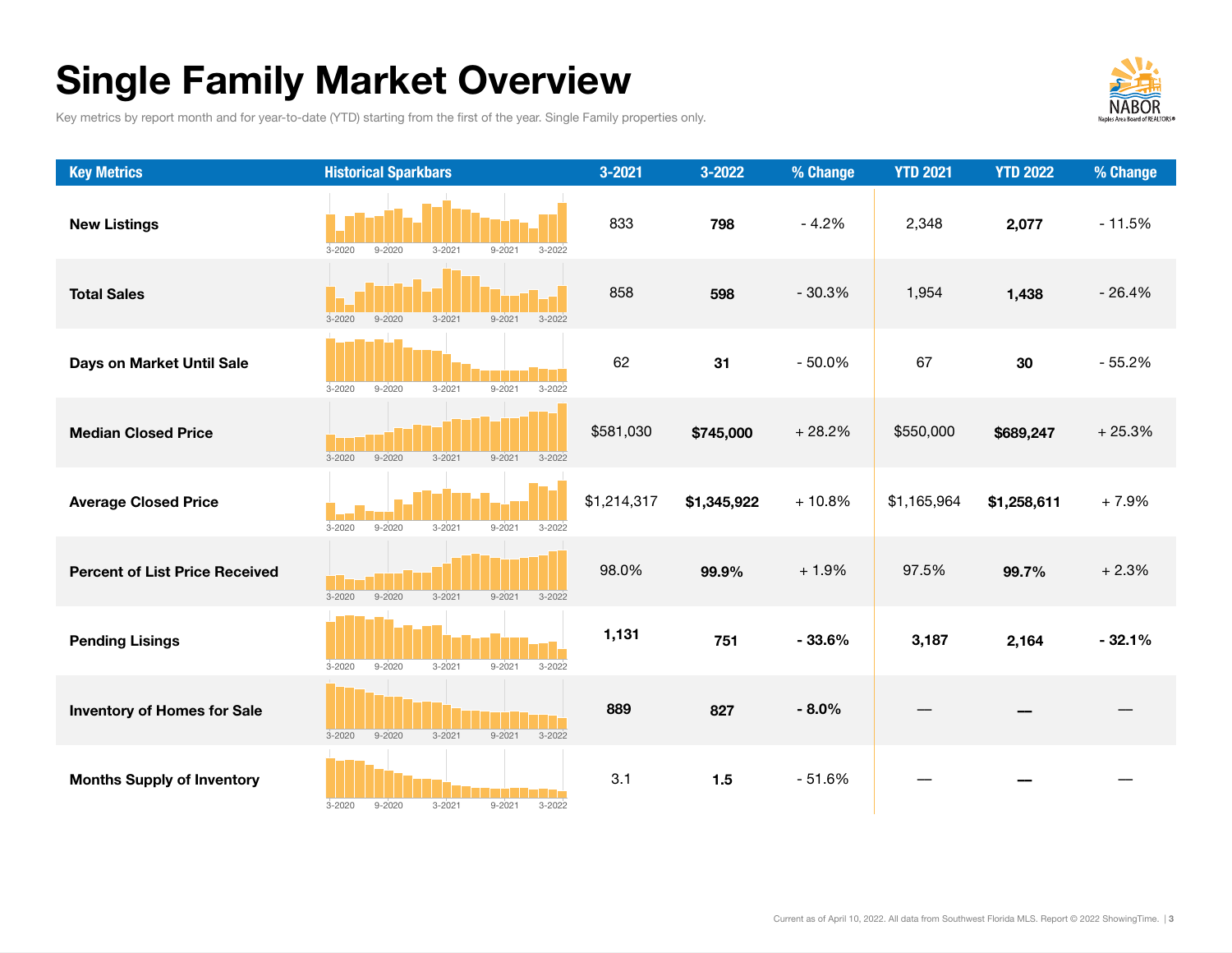# Single Family Market Overview

Key metrics by report month and for year-to-date (YTD) starting from the first of the year. Single Family properties only.

| Key Metrics | Historical Sparkbars | 3-2021 | 3-2022 | % Change | YTD 2021 | YTD 2022 | % Change |
|---|---|---|---|---|---|---|---|
| New Listings | 3-2020 9-2020 3-2021 9-2021 3-2022 | 833 | **798** | - 4.2% | 2,348 | **2,077** | - 11.5% |
| Total Sales | 3-2020 9-2020 3-2021 9-2021 3-2022 | 858 | **598** | - 30.3% | 1,954 | **1,438** | - 26.4% |
| Days on Market Until Sale | 3-2020 9-2020 3-2021 9-2021 3-2022 | 62 | **31** | - 50.0% | 67 | **30** | - 55.2% |
| Median Closed Price | 3-2020 9-2020 3-2021 9-2021 3-2022 | $581,030 | **$745,000** | + 28.2% | $550,000 | **$689,247** | + 25.3% |
| Average Closed Price | 3-2020 9-2020 3-2021 9-2021 3-2022 | $1,214,317 | **$1,345,922** | + 10.8% | $1,165,964 | **$1,258,611** | + 7.9% |
| Percent of List Price Received | 3-2020 9-2020 3-2021 9-2021 3-2022 | 98.0% | **99.9%** | + 1.9% | 97.5% | **99.7%** | + 2.3% |
| Pending Lisings | 3-2020 9-2020 3-2021 9-2021 3-2022 | **1,131** | **751** | **- 33.6%** | **3,187** | **2,164** | **- 32.1%** |
| Inventory of Homes for Sale | 3-2020 9-2020 3-2021 9-2021 3-2022 | **889** | **827** | **- 8.0%** | — | — | — |
| Months Supply of Inventory | 3-2020 9-2020 3-2021 9-2021 3-2022 | 3.1 | **1.5** | - 51.6% | — | — | — |

Current as of April 10, 2022. All data from Southwest Florida MLS. Report © 2022 ShowingTime.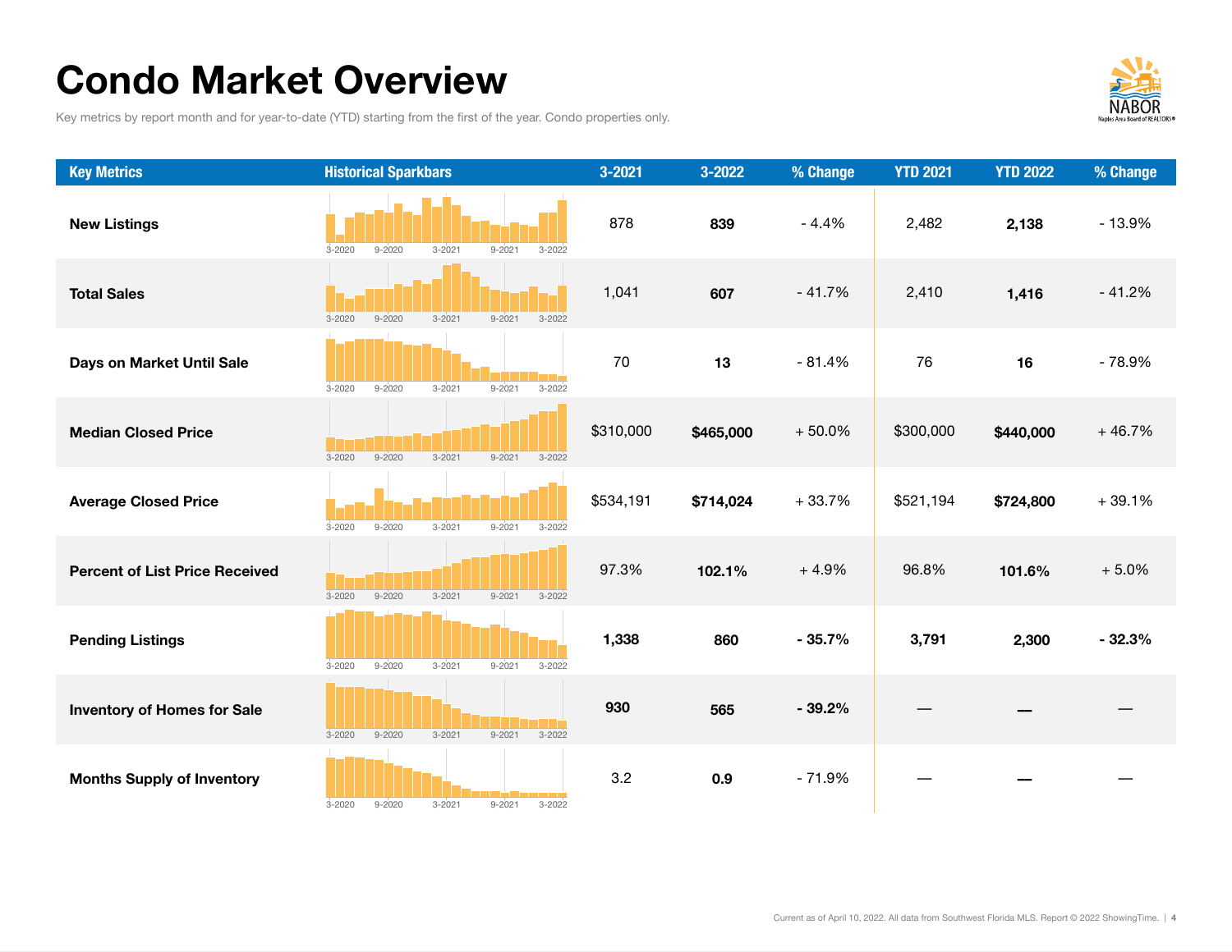# Condo Market Overview

Key metrics by report month and for year-to-date (YTD) starting from the first of the year. Condo properties only.

| Key Metrics | Historical Sparkbars | 3-2021 | 3-2022 | % Change | YTD 2021 | YTD 2022 | % Change |
|---|---|---|---|---|---|---|---|
| **New Listings** | 3-2020 9-2020 3-2021 9-2021 3-2022 | 878 | **839** | - 4.4% | 2,482 | **2,138** | - 13.9% |
| **Total Sales** | 3-2020 9-2020 3-2021 9-2021 3-2022 | 1,041 | **607** | - 41.7% | 2,410 | **1,416** | - 41.2% |
| **Days on Market Until Sale** | 3-2020 9-2020 3-2021 9-2021 3-2022 | 70 | **13** | - 81.4% | 76 | **16** | - 78.9% |
| **Median Closed Price** | 3-2020 9-2020 3-2021 9-2021 3-2022 | $310,000 | **$465,000** | + 50.0% | $300,000 | **$440,000** | + 46.7% |
| **Average Closed Price** | 3-2020 9-2020 3-2021 9-2021 3-2022 | $534,191 | **$714,024** | + 33.7% | $521,194 | **$724,800** | + 39.1% |
| **Percent of List Price Received** | 3-2020 9-2020 3-2021 9-2021 3-2022 | 97.3% | **102.1%** | + 4.9% | 96.8% | **101.6%** | + 5.0% |
| **Pending Listings** | 3-2020 9-2020 3-2021 9-2021 3-2022 | **1,338** | **860** | **- 35.7%** | **3,791** | **2,300** | **- 32.3%** |
| **Inventory of Homes for Sale** | 3-2020 9-2020 3-2021 9-2021 3-2022 | **930** | **565** | **- 39.2%** | — | — | — |
| **Months Supply of Inventory** | 3-2020 9-2020 3-2021 9-2021 3-2022 | 3.2 | **0.9** | - 71.9% | — | — | — |

Current as of April 10, 2022. All data from Southwest Florida MLS. Report © 2022 ShowingTime.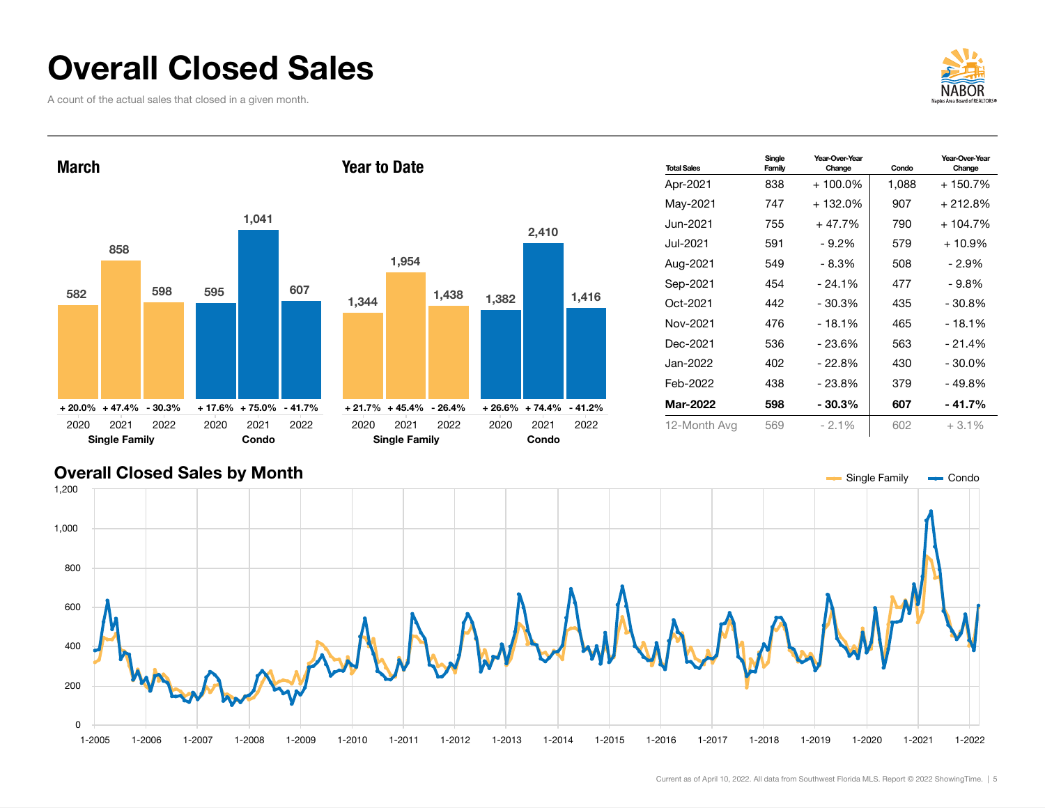# Overall Closed Sales

A count of the actual sales that closed in a given month.

## March

| | 2020 | 2021 | 2022 |
|---|---|---|---|
| Single Family | 582 | 858 | 598 |
| Change | + 20.0% | + 47.4% | - 30.3% |
| Condo | 595 | 1,041 | 607 |
| Change | + 17.6% | + 75.0% | - 41.7% |

## Year to Date

| | 2020 | 2021 | 2022 |
|---|---|---|---|
| Single Family | 1,344 | 1,954 | 1,438 |
| Change | + 21.7% | + 45.4% | - 26.4% |
| Condo | 1,382 | 2,410 | 1,416 |
| Change | + 26.6% | + 74.4% | - 41.2% |

| Total Sales | Single Family | Year-Over-Year Change | Condo | Year-Over-Year Change |
|---|---|---|---|---|
| Apr-2021 | 838 | + 100.0% | 1,088 | + 150.7% |
| May-2021 | 747 | + 132.0% | 907 | + 212.8% |
| Jun-2021 | 755 | + 47.7% | 790 | + 104.7% |
| Jul-2021 | 591 | - 9.2% | 579 | + 10.9% |
| Aug-2021 | 549 | - 8.3% | 508 | - 2.9% |
| Sep-2021 | 454 | - 24.1% | 477 | - 9.8% |
| Oct-2021 | 442 | - 30.3% | 435 | - 30.8% |
| Nov-2021 | 476 | - 18.1% | 465 | - 18.1% |
| Dec-2021 | 536 | - 23.6% | 563 | - 21.4% |
| Jan-2022 | 402 | - 22.8% | 430 | - 30.0% |
| Feb-2022 | 438 | - 23.8% | 379 | - 49.8% |
| **Mar-2022** | **598** | **- 30.3%** | **607** | **- 41.7%** |
| 12-Month Avg | 569 | - 2.1% | 602 | + 3.1% |

## Overall Closed Sales by Month

Current as of April 10, 2022. All data from Southwest Florida MLS. Report © 2022 ShowingTime.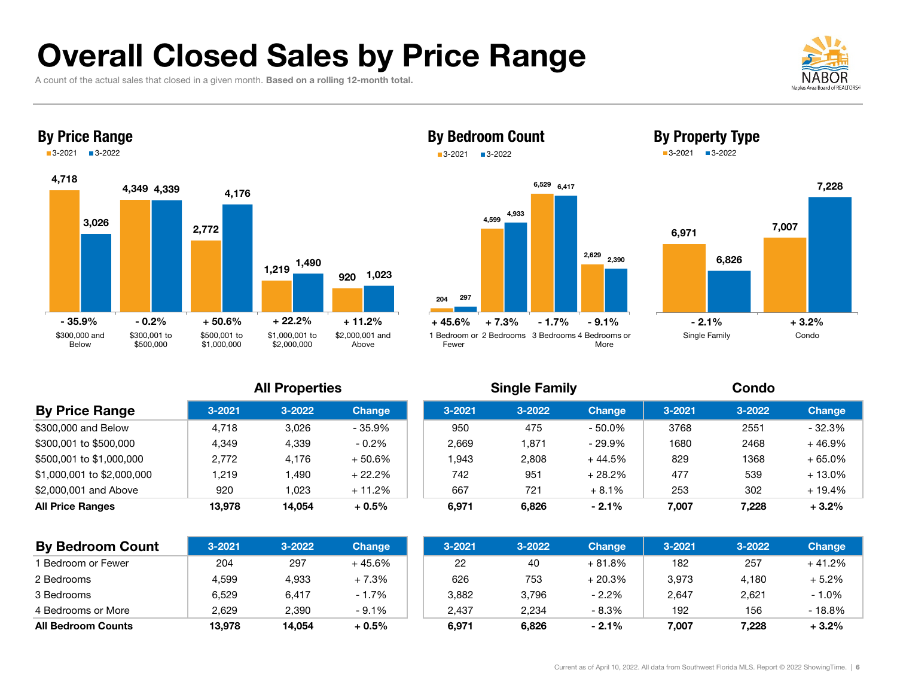# Overall Closed Sales by Price Range

A count of the actual sales that closed in a given month. **Based on a rolling 12-month total.**

## By Price Range

| | 3-2021 | 3-2022 | Change |
|---|---|---|---|
| $300,000 and Below | 4,718 | 3,026 | - 35.9% |
| $300,001 to $500,000 | 4,349 | 4,339 | - 0.2% |
| $500,001 to $1,000,000 | 2,772 | 4,176 | + 50.6% |
| $1,000,001 to $2,000,000 | 1,219 | 1,490 | + 22.2% |
| $2,000,001 and Above | 920 | 1,023 | + 11.2% |

## By Bedroom Count

| | 3-2021 | 3-2022 | Change |
|---|---|---|---|
| 1 Bedroom or Fewer | 204 | 297 | + 45.6% |
| 2 Bedrooms | 4,599 | 4,933 | + 7.3% |
| 3 Bedrooms | 6,529 | 6,417 | - 1.7% |
| 4 Bedrooms or More | 2,629 | 2,390 | - 9.1% |

## By Property Type

| | 3-2021 | 3-2022 | Change |
|---|---|---|---|
| Single Family | 6,971 | 6,826 | - 2.1% |
| Condo | 7,007 | 7,228 | + 3.2% |

| By Price Range | All Properties | | | Single Family | | | Condo | | |
|---|---|---|---|---|---|---|---|---|---|
| | 3-2021 | 3-2022 | Change | 3-2021 | 3-2022 | Change | 3-2021 | 3-2022 | Change |
| $300,000 and Below | 4,718 | 3,026 | - 35.9% | 950 | 475 | - 50.0% | 3768 | 2551 | - 32.3% |
| $300,001 to $500,000 | 4,349 | 4,339 | - 0.2% | 2,669 | 1,871 | - 29.9% | 1680 | 2468 | + 46.9% |
| $500,001 to $1,000,000 | 2,772 | 4,176 | + 50.6% | 1,943 | 2,808 | + 44.5% | 829 | 1368 | + 65.0% |
| $1,000,001 to $2,000,000 | 1,219 | 1,490 | + 22.2% | 742 | 951 | + 28.2% | 477 | 539 | + 13.0% |
| $2,000,001 and Above | 920 | 1,023 | + 11.2% | 667 | 721 | + 8.1% | 253 | 302 | + 19.4% |
| **All Price Ranges** | **13,978** | **14,054** | **+ 0.5%** | **6,971** | **6,826** | **- 2.1%** | **7,007** | **7,228** | **+ 3.2%** |

| By Bedroom Count | 3-2021 | 3-2022 | Change | 3-2021 | 3-2022 | Change | 3-2021 | 3-2022 | Change |
|---|---|---|---|---|---|---|---|---|---|
| 1 Bedroom or Fewer | 204 | 297 | + 45.6% | 22 | 40 | + 81.8% | 182 | 257 | + 41.2% |
| 2 Bedrooms | 4,599 | 4,933 | + 7.3% | 626 | 753 | + 20.3% | 3,973 | 4,180 | + 5.2% |
| 3 Bedrooms | 6,529 | 6,417 | - 1.7% | 3,882 | 3,796 | - 2.2% | 2,647 | 2,621 | - 1.0% |
| 4 Bedrooms or More | 2,629 | 2,390 | - 9.1% | 2,437 | 2,234 | - 8.3% | 192 | 156 | - 18.8% |
| **All Bedroom Counts** | **13,978** | **14,054** | **+ 0.5%** | **6,971** | **6,826** | **- 2.1%** | **7,007** | **7,228** | **+ 3.2%** |

Current as of April 10, 2022. All data from Southwest Florida MLS. Report © 2022 ShowingTime.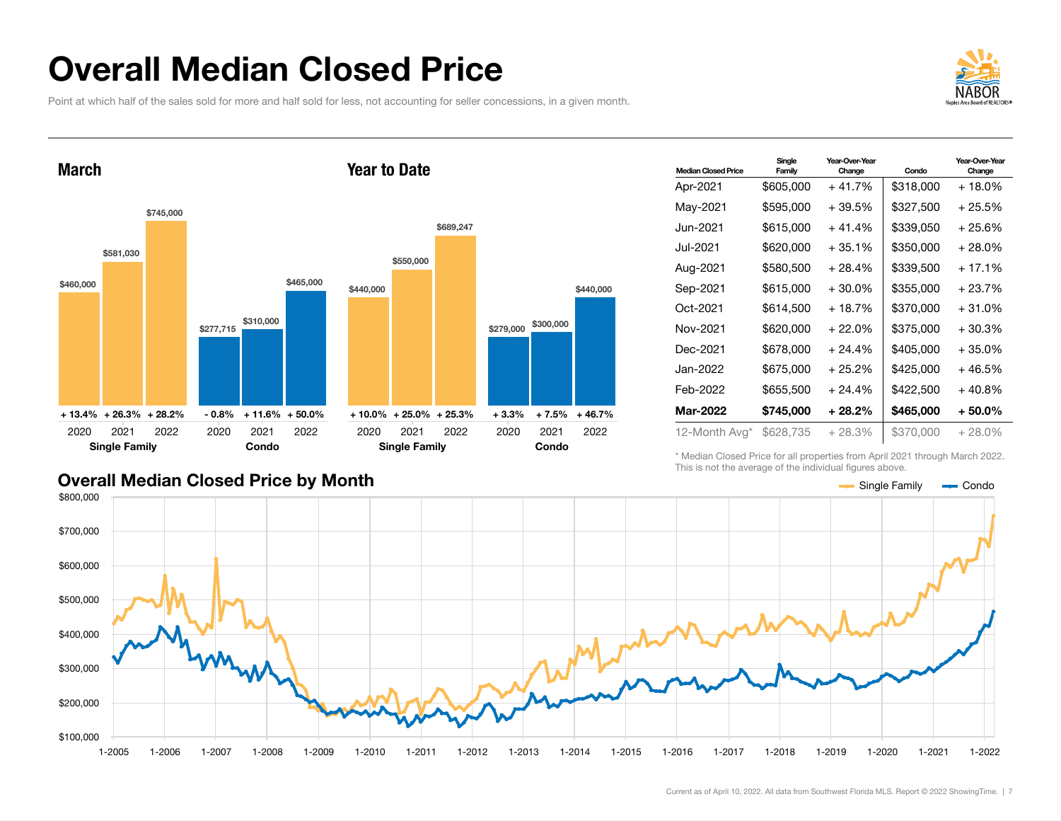# Overall Median Closed Price

Point at which half of the sales sold for more and half sold for less, not accounting for seller concessions, in a given month.

## March

| | Single Family 2020 | Single Family 2021 | Single Family 2022 | Condo 2020 | Condo 2021 | Condo 2022 |
|---|---|---|---|---|---|---|
| Median Closed Price | $460,000 | $581,030 | $745,000 | $277,715 | $310,000 | $465,000 |
| Change | + 13.4% | + 26.3% | + 28.2% | - 0.8% | + 11.6% | + 50.0% |

## Year to Date

| | Single Family 2020 | Single Family 2021 | Single Family 2022 | Condo 2020 | Condo 2021 | Condo 2022 |
|---|---|---|---|---|---|---|
| Median Closed Price | $440,000 | $550,000 | $689,247 | $279,000 | $300,000 | $440,000 |
| Change | + 10.0% | + 25.0% | + 25.3% | + 3.3% | + 7.5% | + 46.7% |

| Median Closed Price | Single Family | Year-Over-Year Change | Condo | Year-Over-Year Change |
|---|---|---|---|---|
| Apr-2021 | $605,000 | + 41.7% | $318,000 | + 18.0% |
| May-2021 | $595,000 | + 39.5% | $327,500 | + 25.5% |
| Jun-2021 | $615,000 | + 41.4% | $339,050 | + 25.6% |
| Jul-2021 | $620,000 | + 35.1% | $350,000 | + 28.0% |
| Aug-2021 | $580,500 | + 28.4% | $339,500 | + 17.1% |
| Sep-2021 | $615,000 | + 30.0% | $355,000 | + 23.7% |
| Oct-2021 | $614,500 | + 18.7% | $370,000 | + 31.0% |
| Nov-2021 | $620,000 | + 22.0% | $375,000 | + 30.3% |
| Dec-2021 | $678,000 | + 24.4% | $405,000 | + 35.0% |
| Jan-2022 | $675,000 | + 25.2% | $425,000 | + 46.5% |
| Feb-2022 | $655,500 | + 24.4% | $422,500 | + 40.8% |
| **Mar-2022** | **$745,000** | **+ 28.2%** | **$465,000** | **+ 50.0%** |
| 12-Month Avg* | $628,735 | + 28.3% | $370,000 | + 28.0% |

\* Median Closed Price for all properties from April 2021 through March 2022. This is not the average of the individual figures above.

## Overall Median Closed Price by Month

Single Family — Condo

Current as of April 10, 2022. All data from Southwest Florida MLS. Report © 2022 ShowingTime.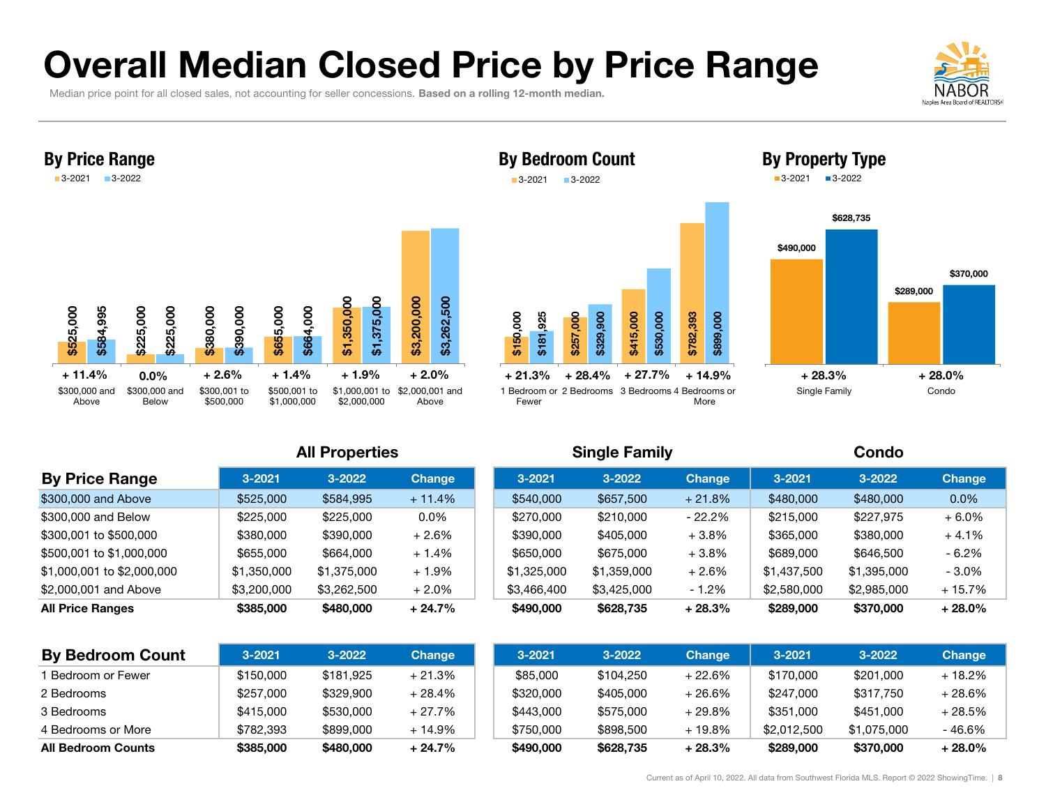# Overall Median Closed Price by Price Range

Median price point for all closed sales, not accounting for seller concessions. **Based on a rolling 12-month median.**

## By Price Range

| Price Range | 3-2021 | 3-2022 | Change |
| --- | --- | --- | --- |
| $300,000 and Above | $525,000 | $584,995 | + 11.4% |
| $300,000 and Below | $225,000 | $225,000 | 0.0% |
| $300,001 to $500,000 | $380,000 | $390,000 | + 2.6% |
| $500,001 to $1,000,000 | $655,000 | $664,000 | + 1.4% |
| $1,000,001 to $2,000,000 | $1,350,000 | $1,375,000 | + 1.9% |
| $2,000,001 and Above | $3,200,000 | $3,262,500 | + 2.0% |

## By Bedroom Count

| Bedroom Count | 3-2021 | 3-2022 | Change |
| --- | --- | --- | --- |
| 1 Bedroom or Fewer | $150,000 | $181,925 | + 21.3% |
| 2 Bedrooms | $257,000 | $329,900 | + 28.4% |
| 3 Bedrooms | $415,000 | $530,000 | + 27.7% |
| 4 Bedrooms or More | $782,393 | $899,000 | + 14.9% |

## By Property Type

| Property Type | 3-2021 | 3-2022 | Change |
| --- | --- | --- | --- |
| Single Family | $490,000 | $628,735 | + 28.3% |
| Condo | $289,000 | $370,000 | + 28.0% |

| | All Properties | | | Single Family | | | Condo | | |
| --- | --- | --- | --- | --- | --- | --- | --- | --- | --- |
| **By Price Range** | 3-2021 | 3-2022 | Change | 3-2021 | 3-2022 | Change | 3-2021 | 3-2022 | Change |
| $300,000 and Above | $525,000 | $584,995 | + 11.4% | $540,000 | $657,500 | + 21.8% | $480,000 | $480,000 | 0.0% |
| $300,000 and Below | $225,000 | $225,000 | 0.0% | $270,000 | $210,000 | - 22.2% | $215,000 | $227,975 | + 6.0% |
| $300,001 to $500,000 | $380,000 | $390,000 | + 2.6% | $390,000 | $405,000 | + 3.8% | $365,000 | $380,000 | + 4.1% |
| $500,001 to $1,000,000 | $655,000 | $664,000 | + 1.4% | $650,000 | $675,000 | + 3.8% | $689,000 | $646,500 | - 6.2% |
| $1,000,001 to $2,000,000 | $1,350,000 | $1,375,000 | + 1.9% | $1,325,000 | $1,359,000 | + 2.6% | $1,437,500 | $1,395,000 | - 3.0% |
| $2,000,001 and Above | $3,200,000 | $3,262,500 | + 2.0% | $3,466,400 | $3,425,000 | - 1.2% | $2,580,000 | $2,985,000 | + 15.7% |
| **All Price Ranges** | **$385,000** | **$480,000** | **+ 24.7%** | **$490,000** | **$628,735** | **+ 28.3%** | **$289,000** | **$370,000** | **+ 28.0%** |

| **By Bedroom Count** | 3-2021 | 3-2022 | Change | 3-2021 | 3-2022 | Change | 3-2021 | 3-2022 | Change |
| --- | --- | --- | --- | --- | --- | --- | --- | --- | --- |
| 1 Bedroom or Fewer | $150,000 | $181,925 | + 21.3% | $85,000 | $104,250 | + 22.6% | $170,000 | $201,000 | + 18.2% |
| 2 Bedrooms | $257,000 | $329,900 | + 28.4% | $320,000 | $405,000 | + 26.6% | $247,000 | $317,750 | + 28.6% |
| 3 Bedrooms | $415,000 | $530,000 | + 27.7% | $443,000 | $575,000 | + 29.8% | $351,000 | $451,000 | + 28.5% |
| 4 Bedrooms or More | $782,393 | $899,000 | + 14.9% | $750,000 | $898,500 | + 19.8% | $2,012,500 | $1,075,000 | - 46.6% |
| **All Bedroom Counts** | **$385,000** | **$480,000** | **+ 24.7%** | **$490,000** | **$628,735** | **+ 28.3%** | **$289,000** | **$370,000** | **+ 28.0%** |

Current as of April 10, 2022. All data from Southwest Florida MLS. Report © 2022 ShowingTime.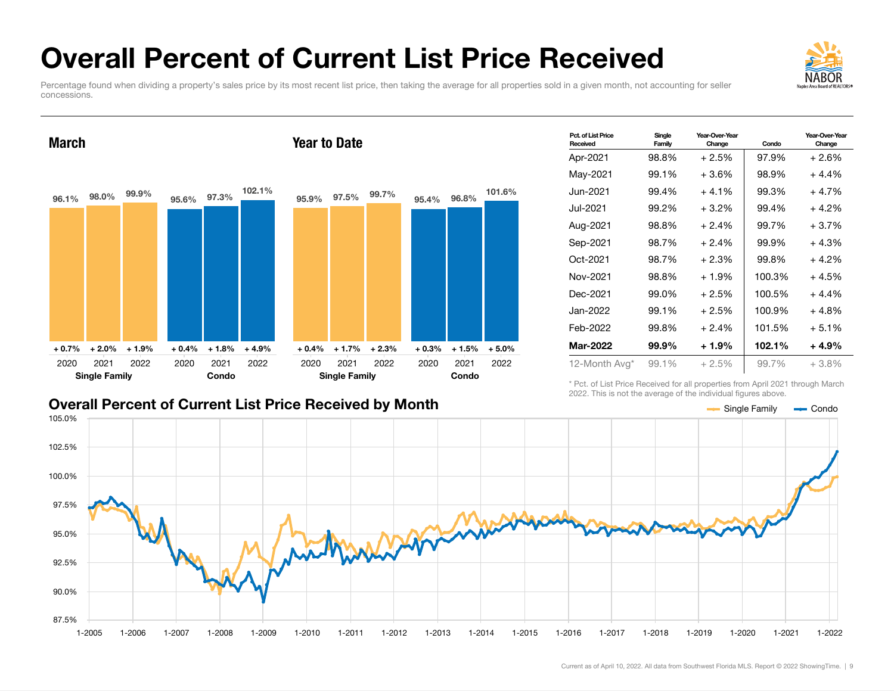# Overall Percent of Current List Price Received

Percentage found when dividing a property's sales price by its most recent list price, then taking the average for all properties sold in a given month, not accounting for seller concessions.

## March

| | 2020 | 2021 | 2022 |
|---|---|---|---|
| Single Family | 96.1% | 98.0% | 99.9% |
| Change | + 0.7% | + 2.0% | + 1.9% |
| Condo | 95.6% | 97.3% | 102.1% |
| Change | + 0.4% | + 1.8% | + 4.9% |

## Year to Date

| | 2020 | 2021 | 2022 |
|---|---|---|---|
| Single Family | 95.9% | 97.5% | 99.7% |
| Change | + 0.4% | + 1.7% | + 2.3% |
| Condo | 95.4% | 96.8% | 101.6% |
| Change | + 0.3% | + 1.5% | + 5.0% |

| Pct. of List Price Received | Single Family | Year-Over-Year Change | Condo | Year-Over-Year Change |
|---|---|---|---|---|
| Apr-2021 | 98.8% | + 2.5% | 97.9% | + 2.6% |
| May-2021 | 99.1% | + 3.6% | 98.9% | + 4.4% |
| Jun-2021 | 99.4% | + 4.1% | 99.3% | + 4.7% |
| Jul-2021 | 99.2% | + 3.2% | 99.4% | + 4.2% |
| Aug-2021 | 98.8% | + 2.4% | 99.7% | + 3.7% |
| Sep-2021 | 98.7% | + 2.4% | 99.9% | + 4.3% |
| Oct-2021 | 98.7% | + 2.3% | 99.8% | + 4.2% |
| Nov-2021 | 98.8% | + 1.9% | 100.3% | + 4.5% |
| Dec-2021 | 99.0% | + 2.5% | 100.5% | + 4.4% |
| Jan-2022 | 99.1% | + 2.5% | 100.9% | + 4.8% |
| Feb-2022 | 99.8% | + 2.4% | 101.5% | + 5.1% |
| **Mar-2022** | **99.9%** | **+ 1.9%** | **102.1%** | **+ 4.9%** |
| 12-Month Avg* | 99.1% | + 2.5% | 99.7% | + 3.8% |

\* Pct. of List Price Received for all properties from April 2021 through March 2022. This is not the average of the individual figures above.

## Overall Percent of Current List Price Received by Month

Single Family — Condo

(Chart: y-axis 87.5% to 105.0%; x-axis 1-2005 through 1-2022)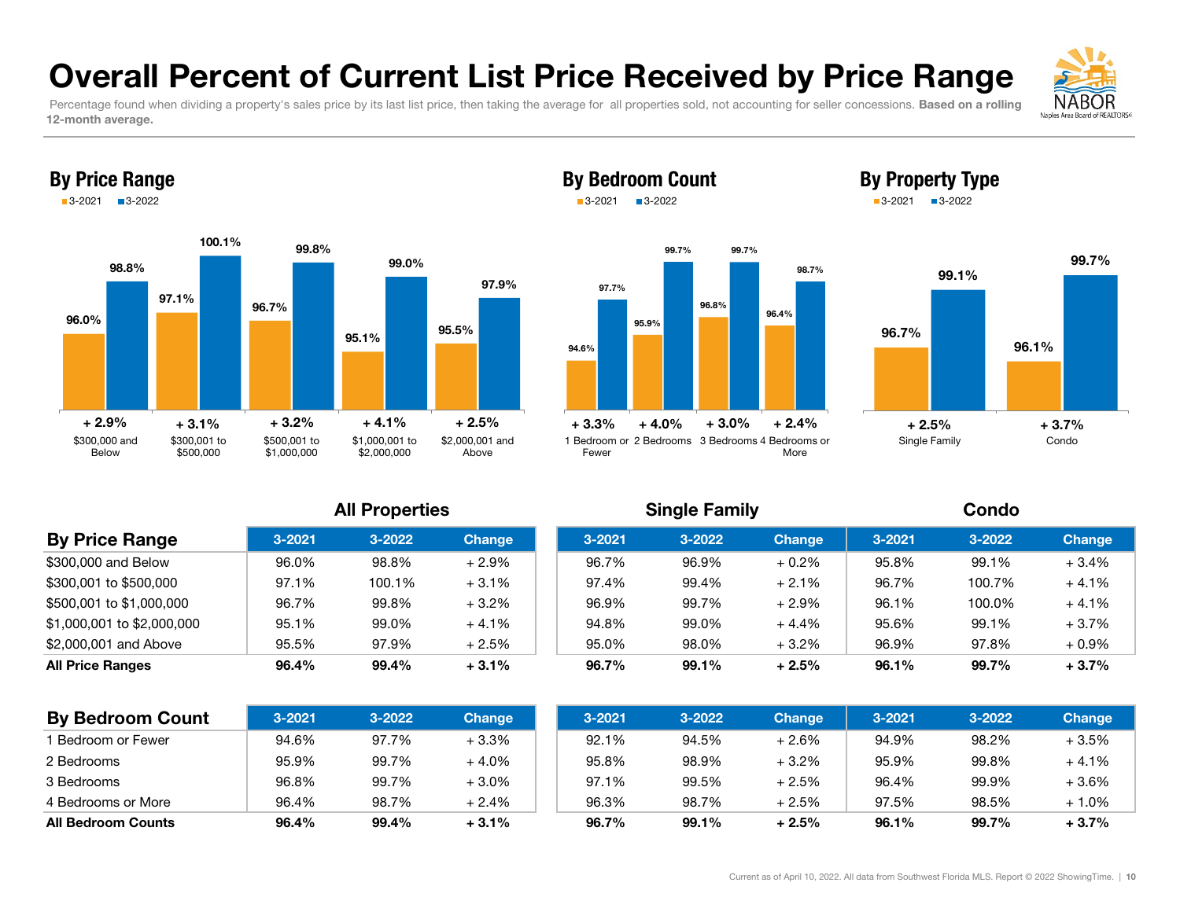# Overall Percent of Current List Price Received by Price Range

Percentage found when dividing a property's sales price by its last list price, then taking the average for all properties sold, not accounting for seller concessions. **Based on a rolling 12-month average.**

## By Price Range

| Price Range | 3-2021 | 3-2022 | Change |
|---|---|---|---|
| $300,000 and Below | 96.0% | 98.8% | + 2.9% |
| $300,001 to $500,000 | 97.1% | 100.1% | + 3.1% |
| $500,001 to $1,000,000 | 96.7% | 99.8% | + 3.2% |
| $1,000,001 to $2,000,000 | 95.1% | 99.0% | + 4.1% |
| $2,000,001 and Above | 95.5% | 97.9% | + 2.5% |

## By Bedroom Count

| Bedroom Count | 3-2021 | 3-2022 | Change |
|---|---|---|---|
| 1 Bedroom or Fewer | 94.6% | 97.7% | + 3.3% |
| 2 Bedrooms | 95.9% | 99.7% | + 4.0% |
| 3 Bedrooms | 96.8% | 99.7% | + 3.0% |
| 4 Bedrooms or More | 96.4% | 98.7% | + 2.4% |

## By Property Type

| Property Type | 3-2021 | 3-2022 | Change |
|---|---|---|---|
| Single Family | 96.7% | 99.1% | + 2.5% |
| Condo | 96.1% | 99.7% | + 3.7% |

| | All Properties | | | Single Family | | | Condo | | |
|---|---|---|---|---|---|---|---|---|---|
| **By Price Range** | 3-2021 | 3-2022 | Change | 3-2021 | 3-2022 | Change | 3-2021 | 3-2022 | Change |
| $300,000 and Below | 96.0% | 98.8% | + 2.9% | 96.7% | 96.9% | + 0.2% | 95.8% | 99.1% | + 3.4% |
| $300,001 to $500,000 | 97.1% | 100.1% | + 3.1% | 97.4% | 99.4% | + 2.1% | 96.7% | 100.7% | + 4.1% |
| $500,001 to $1,000,000 | 96.7% | 99.8% | + 3.2% | 96.9% | 99.7% | + 2.9% | 96.1% | 100.0% | + 4.1% |
| $1,000,001 to $2,000,000 | 95.1% | 99.0% | + 4.1% | 94.8% | 99.0% | + 4.4% | 95.6% | 99.1% | + 3.7% |
| $2,000,001 and Above | 95.5% | 97.9% | + 2.5% | 95.0% | 98.0% | + 3.2% | 96.9% | 97.8% | + 0.9% |
| **All Price Ranges** | **96.4%** | **99.4%** | **+ 3.1%** | **96.7%** | **99.1%** | **+ 2.5%** | **96.1%** | **99.7%** | **+ 3.7%** |

| | All Properties | | | Single Family | | | Condo | | |
|---|---|---|---|---|---|---|---|---|---|
| **By Bedroom Count** | 3-2021 | 3-2022 | Change | 3-2021 | 3-2022 | Change | 3-2021 | 3-2022 | Change |
| 1 Bedroom or Fewer | 94.6% | 97.7% | + 3.3% | 92.1% | 94.5% | + 2.6% | 94.9% | 98.2% | + 3.5% |
| 2 Bedrooms | 95.9% | 99.7% | + 4.0% | 95.8% | 98.9% | + 3.2% | 95.9% | 99.8% | + 4.1% |
| 3 Bedrooms | 96.8% | 99.7% | + 3.0% | 97.1% | 99.5% | + 2.5% | 96.4% | 99.9% | + 3.6% |
| 4 Bedrooms or More | 96.4% | 98.7% | + 2.4% | 96.3% | 98.7% | + 2.5% | 97.5% | 98.5% | + 1.0% |
| **All Bedroom Counts** | **96.4%** | **99.4%** | **+ 3.1%** | **96.7%** | **99.1%** | **+ 2.5%** | **96.1%** | **99.7%** | **+ 3.7%** |

Current as of April 10, 2022. All data from Southwest Florida MLS. Report © 2022 ShowingTime.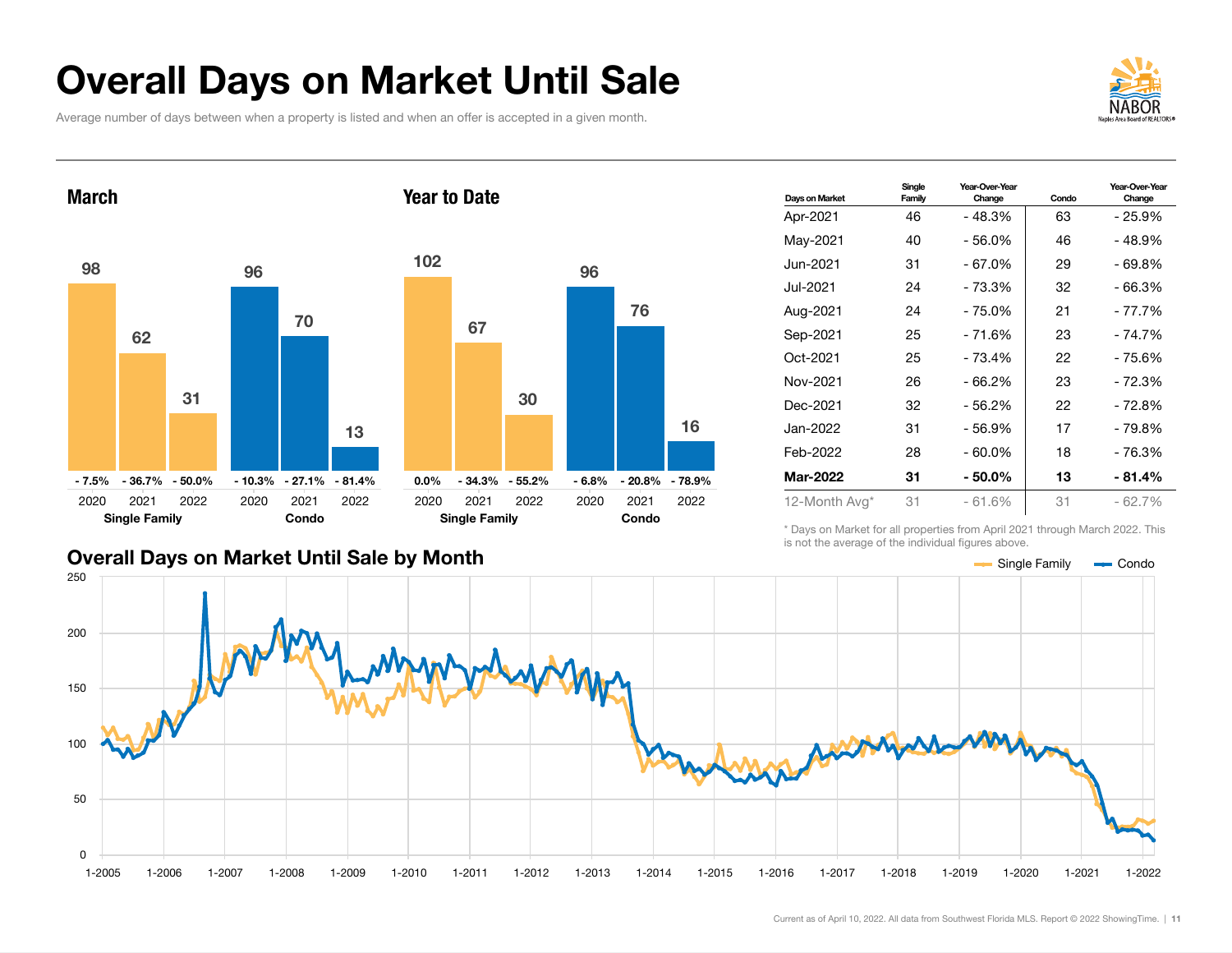# Overall Days on Market Until Sale

Average number of days between when a property is listed and when an offer is accepted in a given month.

## March

| | 2020 | 2021 | 2022 |
|---|---|---|---|
| Single Family | 98 | 62 | 31 |
| | - 7.5% | - 36.7% | - 50.0% |
| Condo | 96 | 70 | 13 |
| | - 10.3% | - 27.1% | - 81.4% |

## Year to Date

| | 2020 | 2021 | 2022 |
|---|---|---|---|
| Single Family | 102 | 67 | 30 |
| | 0.0% | - 34.3% | - 55.2% |
| Condo | 96 | 76 | 16 |
| | - 6.8% | - 20.8% | - 78.9% |

| Days on Market | Single Family | Year-Over-Year Change | Condo | Year-Over-Year Change |
|---|---|---|---|---|
| Apr-2021 | 46 | - 48.3% | 63 | - 25.9% |
| May-2021 | 40 | - 56.0% | 46 | - 48.9% |
| Jun-2021 | 31 | - 67.0% | 29 | - 69.8% |
| Jul-2021 | 24 | - 73.3% | 32 | - 66.3% |
| Aug-2021 | 24 | - 75.0% | 21 | - 77.7% |
| Sep-2021 | 25 | - 71.6% | 23 | - 74.7% |
| Oct-2021 | 25 | - 73.4% | 22 | - 75.6% |
| Nov-2021 | 26 | - 66.2% | 23 | - 72.3% |
| Dec-2021 | 32 | - 56.2% | 22 | - 72.8% |
| Jan-2022 | 31 | - 56.9% | 17 | - 79.8% |
| Feb-2022 | 28 | - 60.0% | 18 | - 76.3% |
| **Mar-2022** | **31** | **- 50.0%** | **13** | **- 81.4%** |
| 12-Month Avg* | 31 | - 61.6% | 31 | - 62.7% |

\* Days on Market for all properties from April 2021 through March 2022. This is not the average of the individual figures above.

## Overall Days on Market Until Sale by Month

Single Family / Condo

Current as of April 10, 2022. All data from Southwest Florida MLS. Report © 2022 ShowingTime.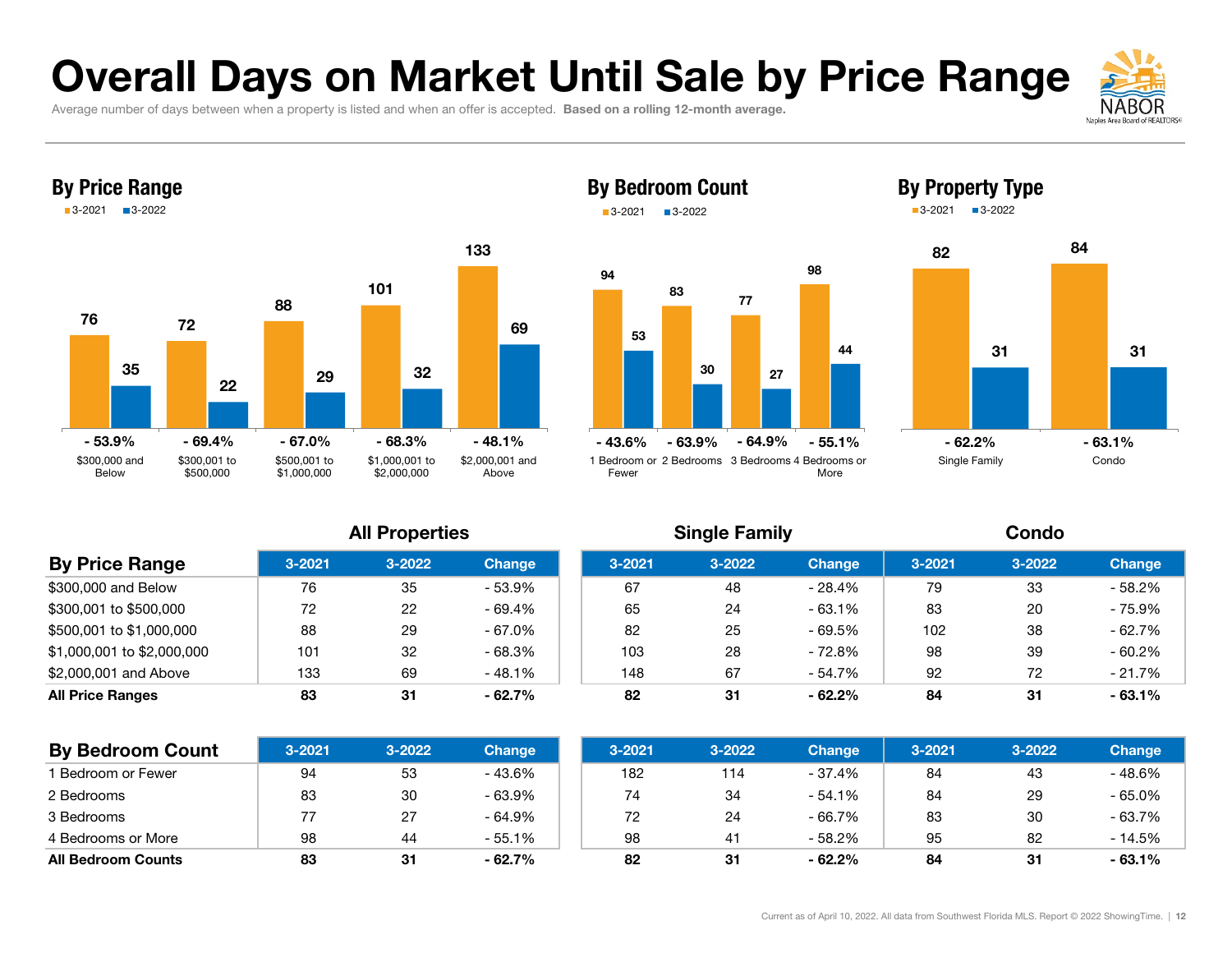# Overall Days on Market Until Sale by Price Range

Average number of days between when a property is listed and when an offer is accepted. **Based on a rolling 12-month average.**

## By Price Range

| Price Range | 3-2021 | 3-2022 | Change |
|---|---|---|---|
| $300,000 and Below | 76 | 35 | - 53.9% |
| $300,001 to $500,000 | 72 | 22 | - 69.4% |
| $500,001 to $1,000,000 | 88 | 29 | - 67.0% |
| $1,000,001 to $2,000,000 | 101 | 32 | - 68.3% |
| $2,000,001 and Above | 133 | 69 | - 48.1% |

## By Bedroom Count

| Bedroom Count | 3-2021 | 3-2022 | Change |
|---|---|---|---|
| 1 Bedroom or Fewer | 94 | 53 | - 43.6% |
| 2 Bedrooms | 83 | 30 | - 63.9% |
| 3 Bedrooms | 77 | 27 | - 64.9% |
| 4 Bedrooms or More | 98 | 44 | - 55.1% |

## By Property Type

| Property Type | 3-2021 | 3-2022 | Change |
|---|---|---|---|
| Single Family | 82 | 31 | - 62.2% |
| Condo | 84 | 31 | - 63.1% |

| | All Properties | | | Single Family | | | Condo | | |
|---|---|---|---|---|---|---|---|---|---|
| **By Price Range** | 3-2021 | 3-2022 | Change | 3-2021 | 3-2022 | Change | 3-2021 | 3-2022 | Change |
| $300,000 and Below | 76 | 35 | - 53.9% | 67 | 48 | - 28.4% | 79 | 33 | - 58.2% |
| $300,001 to $500,000 | 72 | 22 | - 69.4% | 65 | 24 | - 63.1% | 83 | 20 | - 75.9% |
| $500,001 to $1,000,000 | 88 | 29 | - 67.0% | 82 | 25 | - 69.5% | 102 | 38 | - 62.7% |
| $1,000,001 to $2,000,000 | 101 | 32 | - 68.3% | 103 | 28 | - 72.8% | 98 | 39 | - 60.2% |
| $2,000,001 and Above | 133 | 69 | - 48.1% | 148 | 67 | - 54.7% | 92 | 72 | - 21.7% |
| **All Price Ranges** | **83** | **31** | **- 62.7%** | **82** | **31** | **- 62.2%** | **84** | **31** | **- 63.1%** |

| | All Properties | | | Single Family | | | Condo | | |
|---|---|---|---|---|---|---|---|---|---|
| **By Bedroom Count** | 3-2021 | 3-2022 | Change | 3-2021 | 3-2022 | Change | 3-2021 | 3-2022 | Change |
| 1 Bedroom or Fewer | 94 | 53 | - 43.6% | 182 | 114 | - 37.4% | 84 | 43 | - 48.6% |
| 2 Bedrooms | 83 | 30 | - 63.9% | 74 | 34 | - 54.1% | 84 | 29 | - 65.0% |
| 3 Bedrooms | 77 | 27 | - 64.9% | 72 | 24 | - 66.7% | 83 | 30 | - 63.7% |
| 4 Bedrooms or More | 98 | 44 | - 55.1% | 98 | 41 | - 58.2% | 95 | 82 | - 14.5% |
| **All Bedroom Counts** | **83** | **31** | **- 62.7%** | **82** | **31** | **- 62.2%** | **84** | **31** | **- 63.1%** |

Current as of April 10, 2022. All data from Southwest Florida MLS. Report © 2022 ShowingTime.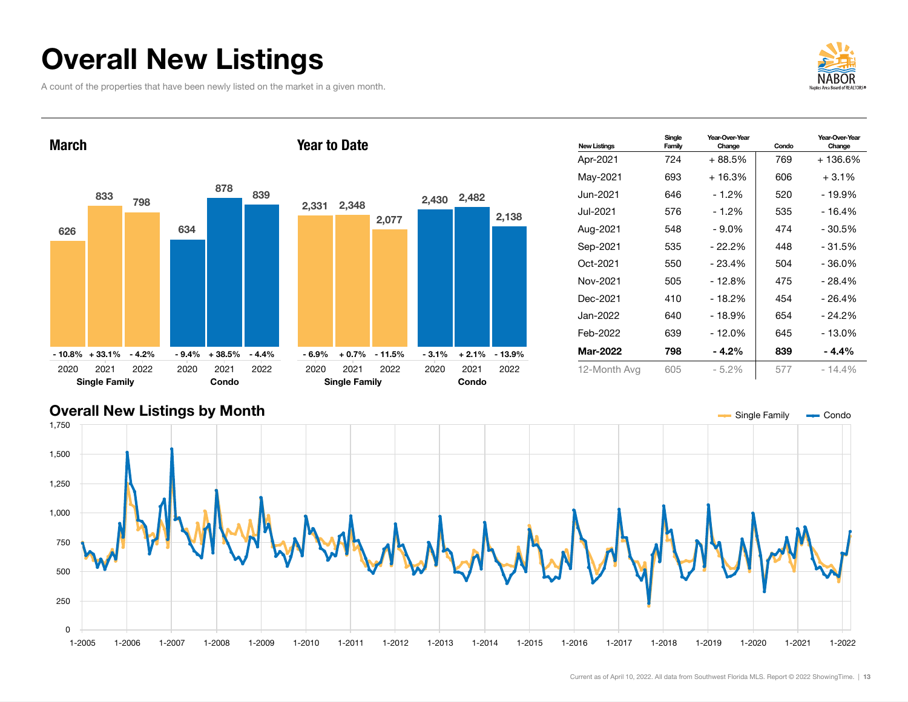# Overall New Listings

A count of the properties that have been newly listed on the market in a given month.

## March

| | 2020 | 2021 | 2022 |
|---|---|---|---|
| Single Family | 626 | 833 | 798 |
| Change | - 10.8% | + 33.1% | - 4.2% |
| Condo | 634 | 878 | 839 |
| Change | - 9.4% | + 38.5% | - 4.4% |

## Year to Date

| | 2020 | 2021 | 2022 |
|---|---|---|---|
| Single Family | 2,331 | 2,348 | 2,077 |
| Change | - 6.9% | + 0.7% | - 11.5% |
| Condo | 2,430 | 2,482 | 2,138 |
| Change | - 3.1% | + 2.1% | - 13.9% |

| New Listings | Single Family | Year-Over-Year Change | Condo | Year-Over-Year Change |
|---|---|---|---|---|
| Apr-2021 | 724 | + 88.5% | 769 | + 136.6% |
| May-2021 | 693 | + 16.3% | 606 | + 3.1% |
| Jun-2021 | 646 | - 1.2% | 520 | - 19.9% |
| Jul-2021 | 576 | - 1.2% | 535 | - 16.4% |
| Aug-2021 | 548 | - 9.0% | 474 | - 30.5% |
| Sep-2021 | 535 | - 22.2% | 448 | - 31.5% |
| Oct-2021 | 550 | - 23.4% | 504 | - 36.0% |
| Nov-2021 | 505 | - 12.8% | 475 | - 28.4% |
| Dec-2021 | 410 | - 18.2% | 454 | - 26.4% |
| Jan-2022 | 640 | - 18.9% | 654 | - 24.2% |
| Feb-2022 | 639 | - 12.0% | 645 | - 13.0% |
| **Mar-2022** | **798** | **- 4.2%** | **839** | **- 4.4%** |
| 12-Month Avg | 605 | - 5.2% | 577 | - 14.4% |

## Overall New Listings by Month

Single Family / Condo

Current as of April 10, 2022. All data from Southwest Florida MLS. Report © 2022 ShowingTime.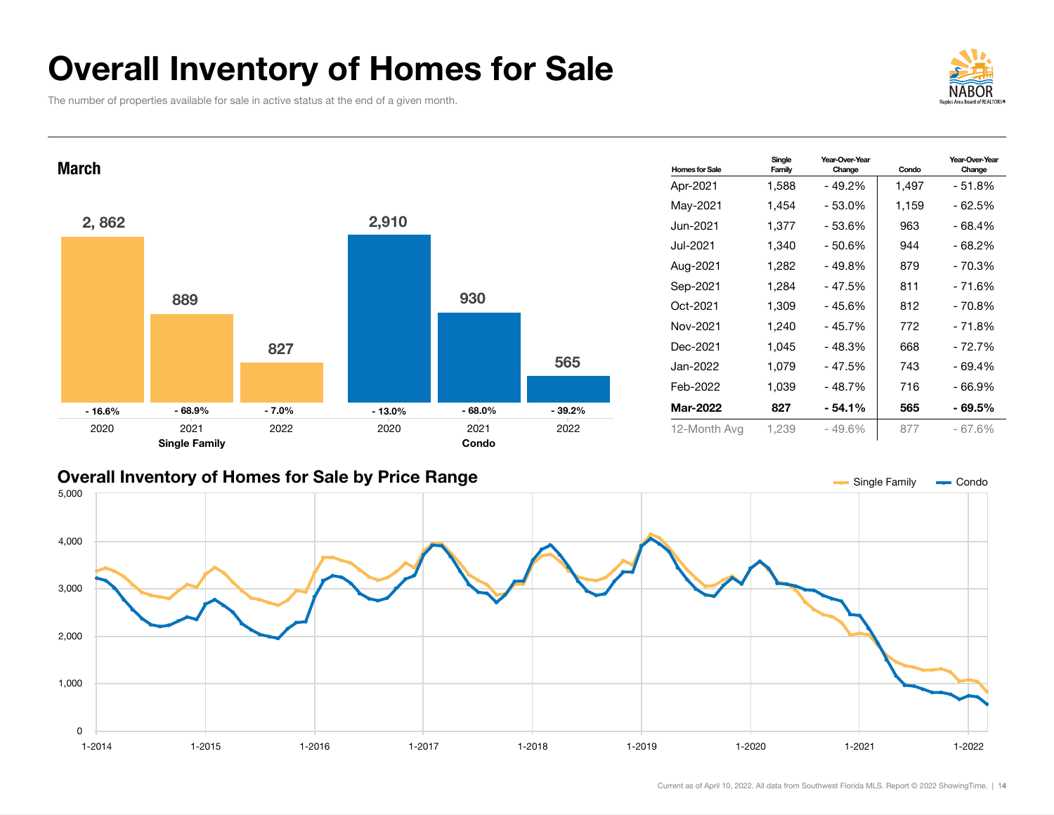# Overall Inventory of Homes for Sale

The number of properties available for sale in active status at the end of a given month.

## March

| | 2020 | 2021 | 2022 |
|---|---|---|---|
| Single Family | 2, 862 | 889 | 827 |
| Single Family change | - 16.6% | - 68.9% | - 7.0% |
| Condo | 2,910 | 930 | 565 |
| Condo change | - 13.0% | - 68.0% | - 39.2% |

| Homes for Sale | Single Family | Year-Over-Year Change | Condo | Year-Over-Year Change |
|---|---|---|---|---|
| Apr-2021 | 1,588 | - 49.2% | 1,497 | - 51.8% |
| May-2021 | 1,454 | - 53.0% | 1,159 | - 62.5% |
| Jun-2021 | 1,377 | - 53.6% | 963 | - 68.4% |
| Jul-2021 | 1,340 | - 50.6% | 944 | - 68.2% |
| Aug-2021 | 1,282 | - 49.8% | 879 | - 70.3% |
| Sep-2021 | 1,284 | - 47.5% | 811 | - 71.6% |
| Oct-2021 | 1,309 | - 45.6% | 812 | - 70.8% |
| Nov-2021 | 1,240 | - 45.7% | 772 | - 71.8% |
| Dec-2021 | 1,045 | - 48.3% | 668 | - 72.7% |
| Jan-2022 | 1,079 | - 47.5% | 743 | - 69.4% |
| Feb-2022 | 1,039 | - 48.7% | 716 | - 66.9% |
| **Mar-2022** | **827** | **- 54.1%** | **565** | **- 69.5%** |
| 12-Month Avg | 1,239 | - 49.6% | 877 | - 67.6% |

## Overall Inventory of Homes for Sale by Price Range

Single Family · Condo

Current as of April 10, 2022. All data from Southwest Florida MLS. Report © 2022 ShowingTime.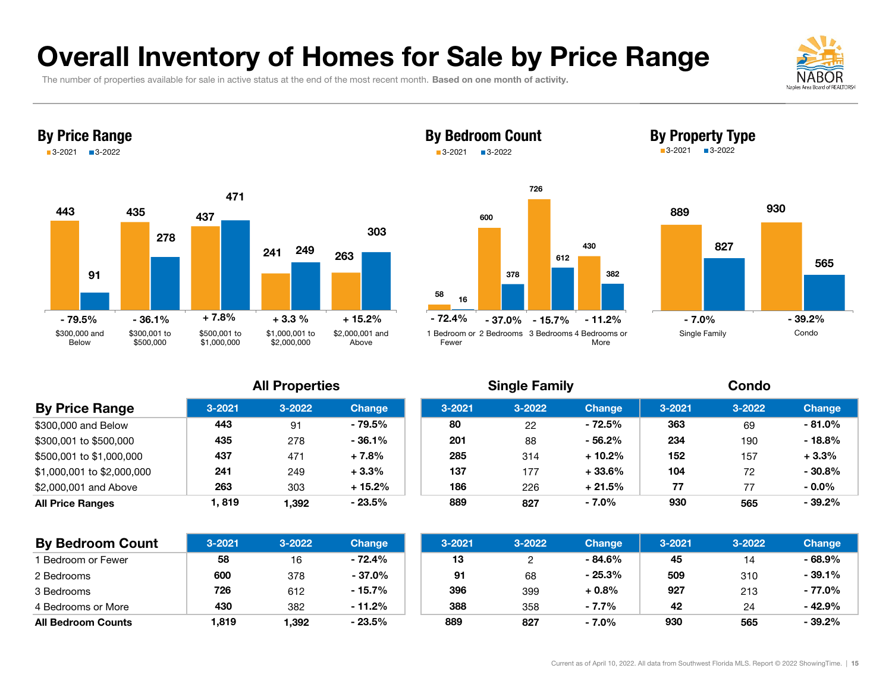# Overall Inventory of Homes for Sale by Price Range

The number of properties available for sale in active status at the end of the most recent month. **Based on one month of activity.**

## By Price Range

3-2021 / 3-2022

| Price Range | 3-2021 | 3-2022 | Change |
|---|---|---|---|
| $300,000 and Below | 443 | 91 | - 79.5% |
| $300,001 to $500,000 | 435 | 278 | - 36.1% |
| $500,001 to $1,000,000 | 437 | 471 | + 7.8% |
| $1,000,001 to $2,000,000 | 241 | 249 | + 3.3 % |
| $2,000,001 and Above | 263 | 303 | + 15.2% |

## By Bedroom Count

3-2021 / 3-2022

| Bedroom Count | 3-2021 | 3-2022 | Change |
|---|---|---|---|
| 1 Bedroom or Fewer | 58 | 16 | - 72.4% |
| 2 Bedrooms | 600 | 378 | - 37.0% |
| 3 Bedrooms | 726 | 612 | - 15.7% |
| 4 Bedrooms or More | 430 | 382 | - 11.2% |

## By Property Type

3-2021 / 3-2022

| Property Type | 3-2021 | 3-2022 | Change |
|---|---|---|---|
| Single Family | 889 | 827 | - 7.0% |
| Condo | 930 | 565 | - 39.2% |

| | All Properties | | | Single Family | | | Condo | | |
|---|---|---|---|---|---|---|---|---|---|
| **By Price Range** | 3-2021 | 3-2022 | Change | 3-2021 | 3-2022 | Change | 3-2021 | 3-2022 | Change |
| $300,000 and Below | 443 | 91 | - 79.5% | 80 | 22 | - 72.5% | 363 | 69 | - 81.0% |
| $300,001 to $500,000 | 435 | 278 | - 36.1% | 201 | 88 | - 56.2% | 234 | 190 | - 18.8% |
| $500,001 to $1,000,000 | 437 | 471 | + 7.8% | 285 | 314 | + 10.2% | 152 | 157 | + 3.3% |
| $1,000,001 to $2,000,000 | 241 | 249 | + 3.3% | 137 | 177 | + 33.6% | 104 | 72 | - 30.8% |
| $2,000,001 and Above | 263 | 303 | + 15.2% | 186 | 226 | + 21.5% | 77 | 77 | - 0.0% |
| **All Price Ranges** | 1, 819 | 1,392 | - 23.5% | 889 | 827 | - 7.0% | 930 | 565 | - 39.2% |

| | All Properties | | | Single Family | | | Condo | | |
|---|---|---|---|---|---|---|---|---|---|
| **By Bedroom Count** | 3-2021 | 3-2022 | Change | 3-2021 | 3-2022 | Change | 3-2021 | 3-2022 | Change |
| 1 Bedroom or Fewer | 58 | 16 | - 72.4% | 13 | 2 | - 84.6% | 45 | 14 | - 68.9% |
| 2 Bedrooms | 600 | 378 | - 37.0% | 91 | 68 | - 25.3% | 509 | 310 | - 39.1% |
| 3 Bedrooms | 726 | 612 | - 15.7% | 396 | 399 | + 0.8% | 927 | 213 | - 77.0% |
| 4 Bedrooms or More | 430 | 382 | - 11.2% | 388 | 358 | - 7.7% | 42 | 24 | - 42.9% |
| **All Bedroom Counts** | 1,819 | 1,392 | - 23.5% | 889 | 827 | - 7.0% | 930 | 565 | - 39.2% |

Current as of April 10, 2022. All data from Southwest Florida MLS. Report © 2022 ShowingTime.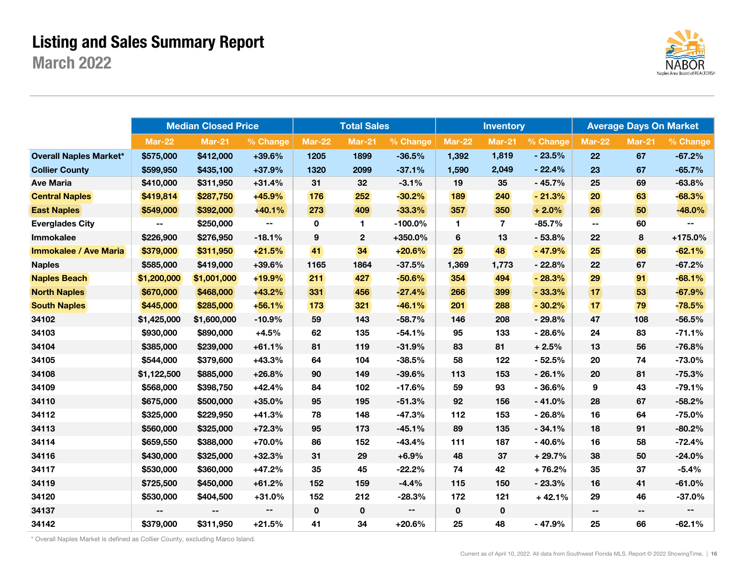# Listing and Sales Summary Report

## March 2022

| | Median Closed Price | | | Total Sales | | | Inventory | | | Average Days On Market | | |
|---|---|---|---|---|---|---|---|---|---|---|---|---|
| | Mar-22 | Mar-21 | % Change | Mar-22 | Mar-21 | % Change | Mar-22 | Mar-21 | % Change | Mar-22 | Mar-21 | % Change |
| **Overall Naples Market*** | $575,000 | $412,000 | +39.6% | 1205 | 1899 | -36.5% | 1,392 | 1,819 | - 23.5% | 22 | 67 | -67.2% |
| **Collier County** | $599,950 | $435,100 | +37.9% | 1320 | 2099 | -37.1% | 1,590 | 2,049 | - 22.4% | 23 | 67 | -65.7% |
| **Ave Maria** | $410,000 | $311,950 | +31.4% | 31 | 32 | -3.1% | 19 | 35 | - 45.7% | 25 | 69 | -63.8% |
| **Central Naples** | $419,814 | $287,750 | +45.9% | 176 | 252 | -30.2% | 189 | 240 | - 21.3% | 20 | 63 | -68.3% |
| **East Naples** | $549,000 | $392,000 | +40.1% | 273 | 409 | -33.3% | 357 | 350 | + 2.0% | 26 | 50 | -48.0% |
| **Everglades City** | -- | $250,000 | -- | 0 | 1 | -100.0% | 1 | 7 | -85.7% | -- | 60 | -- |
| **Immokalee** | $226,900 | $276,950 | -18.1% | 9 | 2 | +350.0% | 6 | 13 | - 53.8% | 22 | 8 | +175.0% |
| **Immokalee / Ave Maria** | $379,000 | $311,950 | +21.5% | 41 | 34 | +20.6% | 25 | 48 | - 47.9% | 25 | 66 | -62.1% |
| **Naples** | $585,000 | $419,000 | +39.6% | 1165 | 1864 | -37.5% | 1,369 | 1,773 | - 22.8% | 22 | 67 | -67.2% |
| **Naples Beach** | $1,200,000 | $1,001,000 | +19.9% | 211 | 427 | -50.6% | 354 | 494 | - 28.3% | 29 | 91 | -68.1% |
| **North Naples** | $670,000 | $468,000 | +43.2% | 331 | 456 | -27.4% | 266 | 399 | - 33.3% | 17 | 53 | -67.9% |
| **South Naples** | $445,000 | $285,000 | +56.1% | 173 | 321 | -46.1% | 201 | 288 | - 30.2% | 17 | 79 | -78.5% |
| **34102** | $1,425,000 | $1,600,000 | -10.9% | 59 | 143 | -58.7% | 146 | 208 | - 29.8% | 47 | 108 | -56.5% |
| **34103** | $930,000 | $890,000 | +4.5% | 62 | 135 | -54.1% | 95 | 133 | - 28.6% | 24 | 83 | -71.1% |
| **34104** | $385,000 | $239,000 | +61.1% | 81 | 119 | -31.9% | 83 | 81 | + 2.5% | 13 | 56 | -76.8% |
| **34105** | $544,000 | $379,600 | +43.3% | 64 | 104 | -38.5% | 58 | 122 | - 52.5% | 20 | 74 | -73.0% |
| **34108** | $1,122,500 | $885,000 | +26.8% | 90 | 149 | -39.6% | 113 | 153 | - 26.1% | 20 | 81 | -75.3% |
| **34109** | $568,000 | $398,750 | +42.4% | 84 | 102 | -17.6% | 59 | 93 | - 36.6% | 9 | 43 | -79.1% |
| **34110** | $675,000 | $500,000 | +35.0% | 95 | 195 | -51.3% | 92 | 156 | - 41.0% | 28 | 67 | -58.2% |
| **34112** | $325,000 | $229,950 | +41.3% | 78 | 148 | -47.3% | 112 | 153 | - 26.8% | 16 | 64 | -75.0% |
| **34113** | $560,000 | $325,000 | +72.3% | 95 | 173 | -45.1% | 89 | 135 | - 34.1% | 18 | 91 | -80.2% |
| **34114** | $659,550 | $388,000 | +70.0% | 86 | 152 | -43.4% | 111 | 187 | - 40.6% | 16 | 58 | -72.4% |
| **34116** | $430,000 | $325,000 | +32.3% | 31 | 29 | +6.9% | 48 | 37 | + 29.7% | 38 | 50 | -24.0% |
| **34117** | $530,000 | $360,000 | +47.2% | 35 | 45 | -22.2% | 74 | 42 | + 76.2% | 35 | 37 | -5.4% |
| **34119** | $725,500 | $450,000 | +61.2% | 152 | 159 | -4.4% | 115 | 150 | - 23.3% | 16 | 41 | -61.0% |
| **34120** | $530,000 | $404,500 | +31.0% | 152 | 212 | -28.3% | 172 | 121 | + 42.1% | 29 | 46 | -37.0% |
| **34137** | -- | -- | -- | 0 | 0 | -- | 0 | 0 | | -- | -- | -- |
| **34142** | $379,000 | $311,950 | +21.5% | 41 | 34 | +20.6% | 25 | 48 | - 47.9% | 25 | 66 | -62.1% |

* Overall Naples Market is defined as Collier County, excluding Marco Island.

Current as of April 10, 2022. All data from Southwest Florida MLS. Report © 2022 ShowingTime.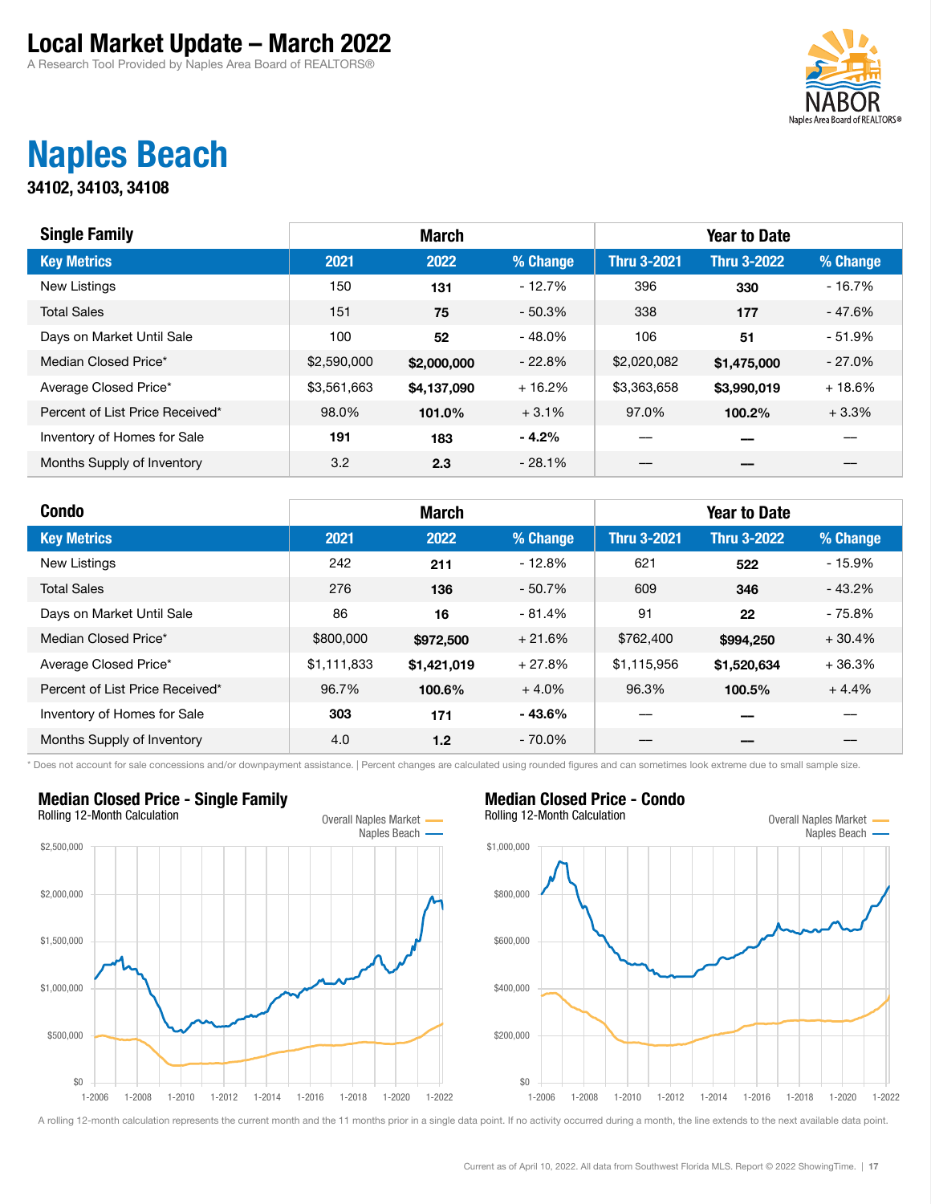# Local Market Update – March 2022

A Research Tool Provided by Naples Area Board of REALTORS®

## Naples Beach

**34102, 34103, 34108**

| Single Family | March | | | Year to Date | | |
|---|---|---|---|---|---|---|
| **Key Metrics** | **2021** | **2022** | **% Change** | **Thru 3-2021** | **Thru 3-2022** | **% Change** |
| New Listings | 150 | **131** | - 12.7% | 396 | **330** | - 16.7% |
| Total Sales | 151 | **75** | - 50.3% | 338 | **177** | - 47.6% |
| Days on Market Until Sale | 100 | **52** | - 48.0% | 106 | **51** | - 51.9% |
| Median Closed Price* | $2,590,000 | **$2,000,000** | - 22.8% | $2,020,082 | **$1,475,000** | - 27.0% |
| Average Closed Price* | $3,561,663 | **$4,137,090** | + 16.2% | $3,363,658 | **$3,990,019** | + 18.6% |
| Percent of List Price Received* | 98.0% | **101.0%** | + 3.1% | 97.0% | **100.2%** | + 3.3% |
| Inventory of Homes for Sale | **191** | 183 | **- 4.2%** | — | — | — |
| Months Supply of Inventory | 3.2 | **2.3** | - 28.1% | — | — | — |

| Condo | March | | | Year to Date | | |
|---|---|---|---|---|---|---|
| **Key Metrics** | **2021** | **2022** | **% Change** | **Thru 3-2021** | **Thru 3-2022** | **% Change** |
| New Listings | 242 | **211** | - 12.8% | 621 | **522** | - 15.9% |
| Total Sales | 276 | **136** | - 50.7% | 609 | **346** | - 43.2% |
| Days on Market Until Sale | 86 | **16** | - 81.4% | 91 | **22** | - 75.8% |
| Median Closed Price* | $800,000 | **$972,500** | + 21.6% | $762,400 | **$994,250** | + 30.4% |
| Average Closed Price* | $1,111,833 | **$1,421,019** | + 27.8% | $1,115,956 | **$1,520,634** | + 36.3% |
| Percent of List Price Received* | 96.7% | **100.6%** | + 4.0% | 96.3% | **100.5%** | + 4.4% |
| Inventory of Homes for Sale | **303** | 171 | **- 43.6%** | — | — | — |
| Months Supply of Inventory | 4.0 | **1.2** | - 70.0% | — | — | — |

\* Does not account for sale concessions and/or downpayment assistance. | Percent changes are calculated using rounded figures and can sometimes look extreme due to small sample size.

### Median Closed Price - Single Family

Rolling 12-Month Calculation

### Median Closed Price - Condo

Rolling 12-Month Calculation

A rolling 12-month calculation represents the current month and the 11 months prior in a single data point. If no activity occurred during a month, the line extends to the next available data point.

Current as of April 10, 2022. All data from Southwest Florida MLS. Report © 2022 ShowingTime.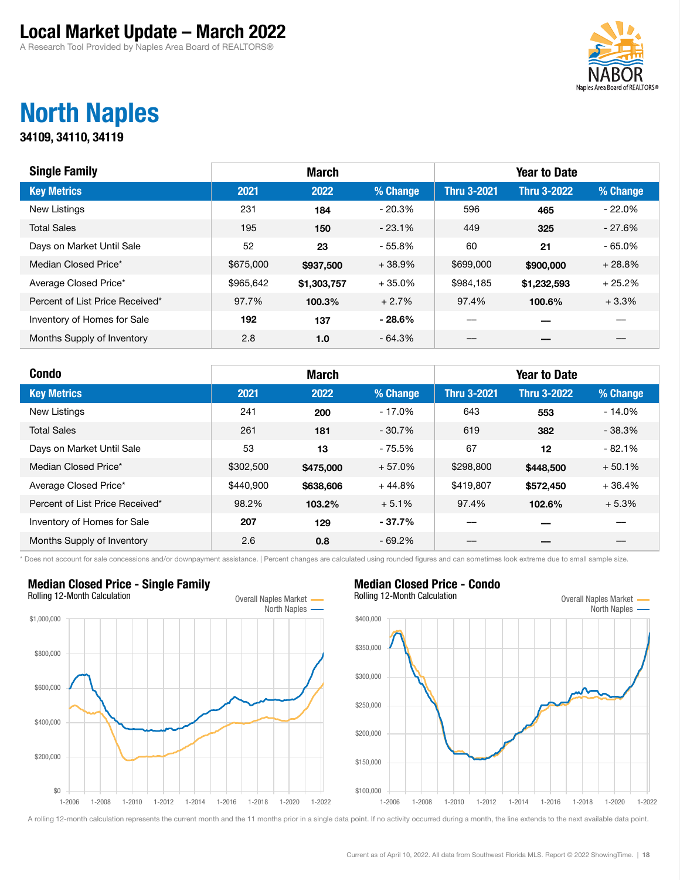# Local Market Update – March 2022

A Research Tool Provided by Naples Area Board of REALTORS®

## North Naples

**34109, 34110, 34119**

| Single Family | March | | | Year to Date | | |
|---|---|---|---|---|---|---|
| **Key Metrics** | **2021** | **2022** | **% Change** | **Thru 3-2021** | **Thru 3-2022** | **% Change** |
| New Listings | 231 | **184** | - 20.3% | 596 | **465** | - 22.0% |
| Total Sales | 195 | **150** | - 23.1% | 449 | **325** | - 27.6% |
| Days on Market Until Sale | 52 | **23** | - 55.8% | 60 | **21** | - 65.0% |
| Median Closed Price* | $675,000 | **$937,500** | + 38.9% | $699,000 | **$900,000** | + 28.8% |
| Average Closed Price* | $965,642 | **$1,303,757** | + 35.0% | $984,185 | **$1,232,593** | + 25.2% |
| Percent of List Price Received* | 97.7% | **100.3%** | + 2.7% | 97.4% | **100.6%** | + 3.3% |
| Inventory of Homes for Sale | **192** | **137** | **- 28.6%** | — | — | — |
| Months Supply of Inventory | 2.8 | **1.0** | - 64.3% | — | — | — |

| Condo | March | | | Year to Date | | |
|---|---|---|---|---|---|---|
| **Key Metrics** | **2021** | **2022** | **% Change** | **Thru 3-2021** | **Thru 3-2022** | **% Change** |
| New Listings | 241 | **200** | - 17.0% | 643 | **553** | - 14.0% |
| Total Sales | 261 | **181** | - 30.7% | 619 | **382** | - 38.3% |
| Days on Market Until Sale | 53 | **13** | - 75.5% | 67 | **12** | - 82.1% |
| Median Closed Price* | $302,500 | **$475,000** | + 57.0% | $298,800 | **$448,500** | + 50.1% |
| Average Closed Price* | $440,900 | **$638,606** | + 44.8% | $419,807 | **$572,450** | + 36.4% |
| Percent of List Price Received* | 98.2% | **103.2%** | + 5.1% | 97.4% | **102.6%** | + 5.3% |
| Inventory of Homes for Sale | **207** | **129** | **- 37.7%** | — | — | — |
| Months Supply of Inventory | 2.6 | **0.8** | - 69.2% | — | — | — |

* Does not account for sale concessions and/or downpayment assistance. | Percent changes are calculated using rounded figures and can sometimes look extreme due to small sample size.

### Median Closed Price - Single Family

Rolling 12-Month Calculation

### Median Closed Price - Condo

Rolling 12-Month Calculation

A rolling 12-month calculation represents the current month and the 11 months prior in a single data point. If no activity occurred during a month, the line extends to the next available data point.

Current as of April 10, 2022. All data from Southwest Florida MLS. Report © 2022 ShowingTime.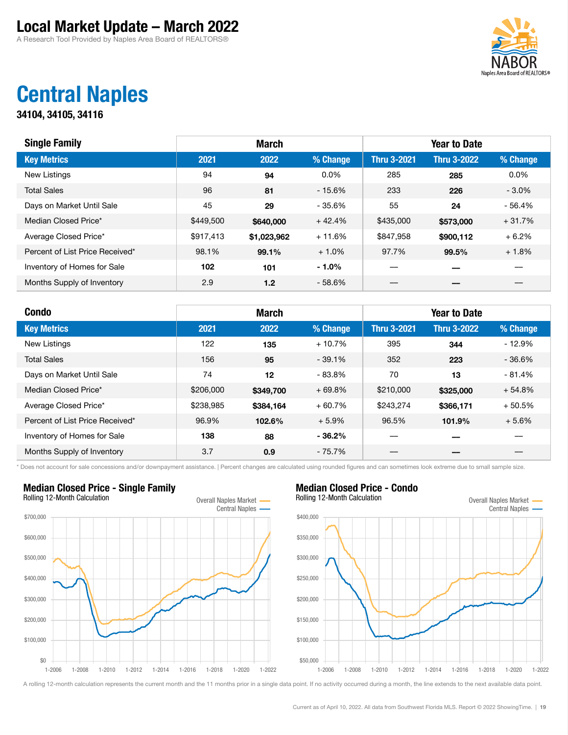# Local Market Update – March 2022

A Research Tool Provided by Naples Area Board of REALTORS®

## Central Naples

**34104, 34105, 34116**

| Single Family | March | | | Year to Date | | |
|---|---|---|---|---|---|---|
| **Key Metrics** | **2021** | **2022** | **% Change** | **Thru 3-2021** | **Thru 3-2022** | **% Change** |
| New Listings | 94 | **94** | 0.0% | 285 | **285** | 0.0% |
| Total Sales | 96 | **81** | - 15.6% | 233 | **226** | - 3.0% |
| Days on Market Until Sale | 45 | **29** | - 35.6% | 55 | **24** | - 56.4% |
| Median Closed Price* | $449,500 | **$640,000** | + 42.4% | $435,000 | **$573,000** | + 31.7% |
| Average Closed Price* | $917,413 | **$1,023,962** | + 11.6% | $847,958 | **$900,112** | + 6.2% |
| Percent of List Price Received* | 98.1% | **99.1%** | + 1.0% | 97.7% | **99.5%** | + 1.8% |
| Inventory of Homes for Sale | **102** | 101 | **- 1.0%** | — | — | — |
| Months Supply of Inventory | 2.9 | **1.2** | - 58.6% | — | — | — |

| Condo | March | | | Year to Date | | |
|---|---|---|---|---|---|---|
| **Key Metrics** | **2021** | **2022** | **% Change** | **Thru 3-2021** | **Thru 3-2022** | **% Change** |
| New Listings | 122 | **135** | + 10.7% | 395 | **344** | - 12.9% |
| Total Sales | 156 | **95** | - 39.1% | 352 | **223** | - 36.6% |
| Days on Market Until Sale | 74 | **12** | - 83.8% | 70 | **13** | - 81.4% |
| Median Closed Price* | $206,000 | **$349,700** | + 69.8% | $210,000 | **$325,000** | + 54.8% |
| Average Closed Price* | $238,985 | **$384,164** | + 60.7% | $243,274 | **$366,171** | + 50.5% |
| Percent of List Price Received* | 96.9% | **102.6%** | + 5.9% | 96.5% | **101.9%** | + 5.6% |
| Inventory of Homes for Sale | **138** | 88 | **- 36.2%** | — | — | — |
| Months Supply of Inventory | 3.7 | **0.9** | - 75.7% | — | — | — |

* Does not account for sale concessions and/or downpayment assistance. | Percent changes are calculated using rounded figures and can sometimes look extreme due to small sample size.

### Median Closed Price - Single Family

Rolling 12-Month Calculation

### Median Closed Price - Condo

Rolling 12-Month Calculation

A rolling 12-month calculation represents the current month and the 11 months prior in a single data point. If no activity occurred during a month, the line extends to the next available data point.

Current as of April 10, 2022. All data from Southwest Florida MLS. Report © 2022 ShowingTime.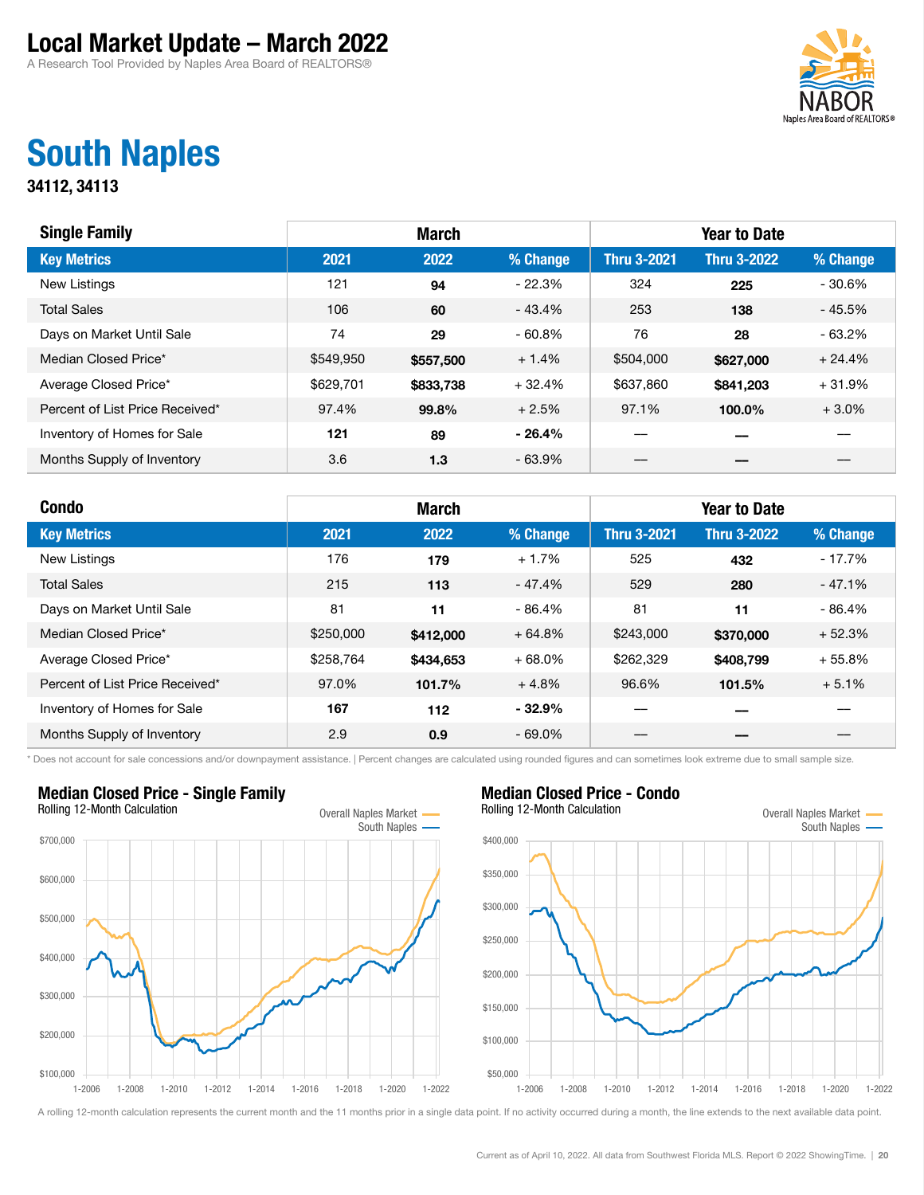# Local Market Update – March 2022

A Research Tool Provided by Naples Area Board of REALTORS®

## South Naples

**34112, 34113**

| Single Family | March | | | Year to Date | | |
|---|---|---|---|---|---|---|
| **Key Metrics** | **2021** | **2022** | **% Change** | **Thru 3-2021** | **Thru 3-2022** | **% Change** |
| New Listings | 121 | **94** | - 22.3% | 324 | **225** | - 30.6% |
| Total Sales | 106 | **60** | - 43.4% | 253 | **138** | - 45.5% |
| Days on Market Until Sale | 74 | **29** | - 60.8% | 76 | **28** | - 63.2% |
| Median Closed Price* | $549,950 | **$557,500** | + 1.4% | $504,000 | **$627,000** | + 24.4% |
| Average Closed Price* | $629,701 | **$833,738** | + 32.4% | $637,860 | **$841,203** | + 31.9% |
| Percent of List Price Received* | 97.4% | **99.8%** | + 2.5% | 97.1% | **100.0%** | + 3.0% |
| Inventory of Homes for Sale | **121** | 89 | **- 26.4%** | — | **—** | — |
| Months Supply of Inventory | 3.6 | **1.3** | - 63.9% | — | **—** | — |

| Condo | March | | | Year to Date | | |
|---|---|---|---|---|---|---|
| **Key Metrics** | **2021** | **2022** | **% Change** | **Thru 3-2021** | **Thru 3-2022** | **% Change** |
| New Listings | 176 | **179** | + 1.7% | 525 | **432** | - 17.7% |
| Total Sales | 215 | **113** | - 47.4% | 529 | **280** | - 47.1% |
| Days on Market Until Sale | 81 | **11** | - 86.4% | 81 | **11** | - 86.4% |
| Median Closed Price* | $250,000 | **$412,000** | + 64.8% | $243,000 | **$370,000** | + 52.3% |
| Average Closed Price* | $258,764 | **$434,653** | + 68.0% | $262,329 | **$408,799** | + 55.8% |
| Percent of List Price Received* | 97.0% | **101.7%** | + 4.8% | 96.6% | **101.5%** | + 5.1% |
| Inventory of Homes for Sale | **167** | 112 | **- 32.9%** | — | **—** | — |
| Months Supply of Inventory | 2.9 | **0.9** | - 69.0% | — | **—** | — |

\* Does not account for sale concessions and/or downpayment assistance. | Percent changes are calculated using rounded figures and can sometimes look extreme due to small sample size.

### Median Closed Price - Single Family

Rolling 12-Month Calculation

### Median Closed Price - Condo

Rolling 12-Month Calculation

A rolling 12-month calculation represents the current month and the 11 months prior in a single data point. If no activity occurred during a month, the line extends to the next available data point.

Current as of April 10, 2022. All data from Southwest Florida MLS. Report © 2022 ShowingTime.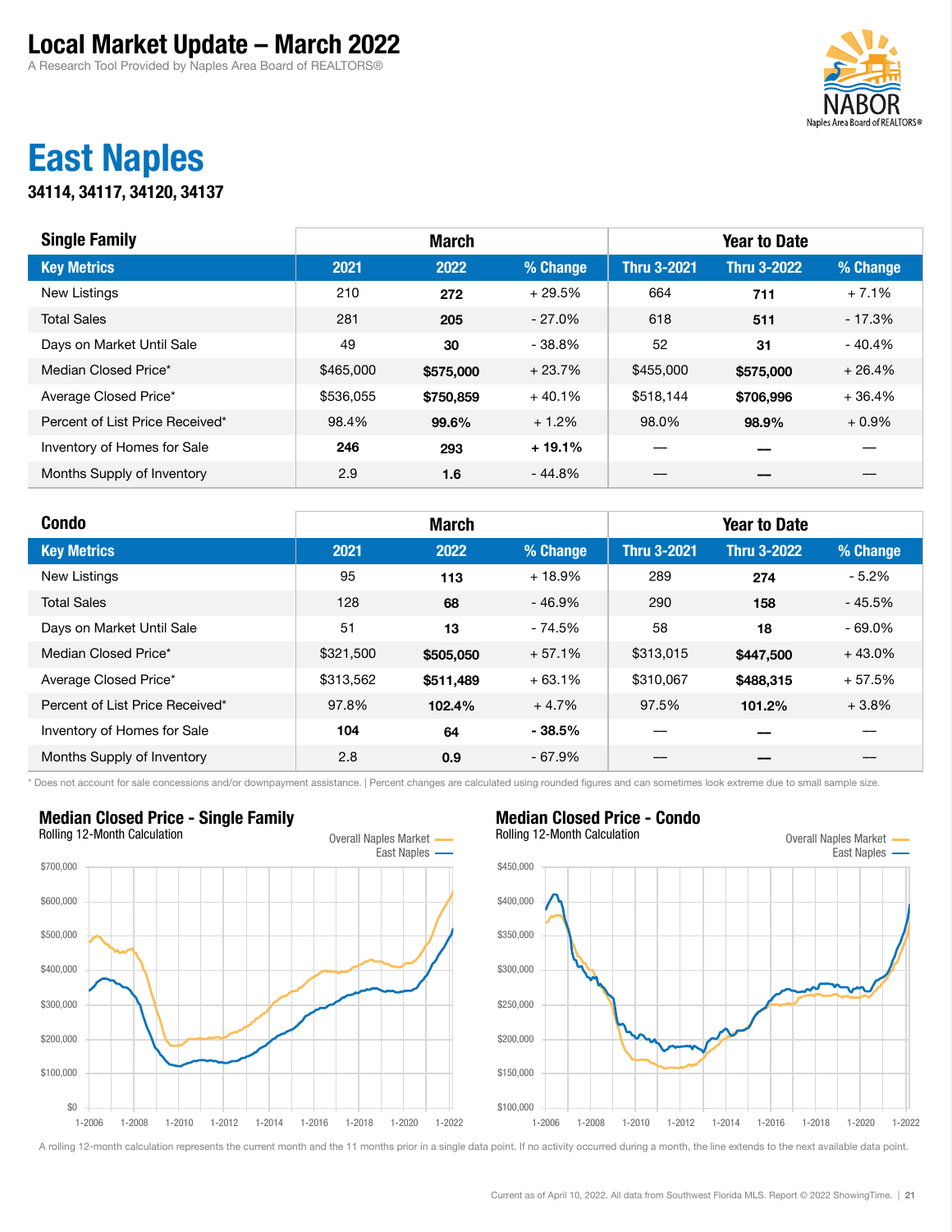# Local Market Update – March 2022

A Research Tool Provided by Naples Area Board of REALTORS®

## East Naples

**34114, 34117, 34120, 34137**

| Single Family | March | | | Year to Date | | |
|---|---|---|---|---|---|---|
| Key Metrics | 2021 | 2022 | % Change | Thru 3-2021 | Thru 3-2022 | % Change |
| New Listings | 210 | **272** | + 29.5% | 664 | **711** | + 7.1% |
| Total Sales | 281 | **205** | - 27.0% | 618 | **511** | - 17.3% |
| Days on Market Until Sale | 49 | **30** | - 38.8% | 52 | **31** | - 40.4% |
| Median Closed Price* | $465,000 | **$575,000** | + 23.7% | $455,000 | **$575,000** | + 26.4% |
| Average Closed Price* | $536,055 | **$750,859** | + 40.1% | $518,144 | **$706,996** | + 36.4% |
| Percent of List Price Received* | 98.4% | **99.6%** | + 1.2% | 98.0% | **98.9%** | + 0.9% |
| Inventory of Homes for Sale | **246** | 293 | **+ 19.1%** | — | — | — |
| Months Supply of Inventory | 2.9 | **1.6** | - 44.8% | — | — | — |

| Condo | March | | | Year to Date | | |
|---|---|---|---|---|---|---|
| Key Metrics | 2021 | 2022 | % Change | Thru 3-2021 | Thru 3-2022 | % Change |
| New Listings | 95 | **113** | + 18.9% | 289 | **274** | - 5.2% |
| Total Sales | 128 | **68** | - 46.9% | 290 | **158** | - 45.5% |
| Days on Market Until Sale | 51 | **13** | - 74.5% | 58 | **18** | - 69.0% |
| Median Closed Price* | $321,500 | **$505,050** | + 57.1% | $313,015 | **$447,500** | + 43.0% |
| Average Closed Price* | $313,562 | **$511,489** | + 63.1% | $310,067 | **$488,315** | + 57.5% |
| Percent of List Price Received* | 97.8% | **102.4%** | + 4.7% | 97.5% | **101.2%** | + 3.8% |
| Inventory of Homes for Sale | **104** | 64 | **- 38.5%** | — | — | — |
| Months Supply of Inventory | 2.8 | **0.9** | - 67.9% | — | — | — |

* Does not account for sale concessions and/or downpayment assistance. | Percent changes are calculated using rounded figures and can sometimes look extreme due to small sample size.

### Median Closed Price - Single Family

Rolling 12-Month Calculation

Overall Naples Market — East Naples

### Median Closed Price - Condo

Rolling 12-Month Calculation

Overall Naples Market — East Naples

A rolling 12-month calculation represents the current month and the 11 months prior in a single data point. If no activity occurred during a month, the line extends to the next available data point.

Current as of April 10, 2022. All data from Southwest Florida MLS. Report © 2022 ShowingTime.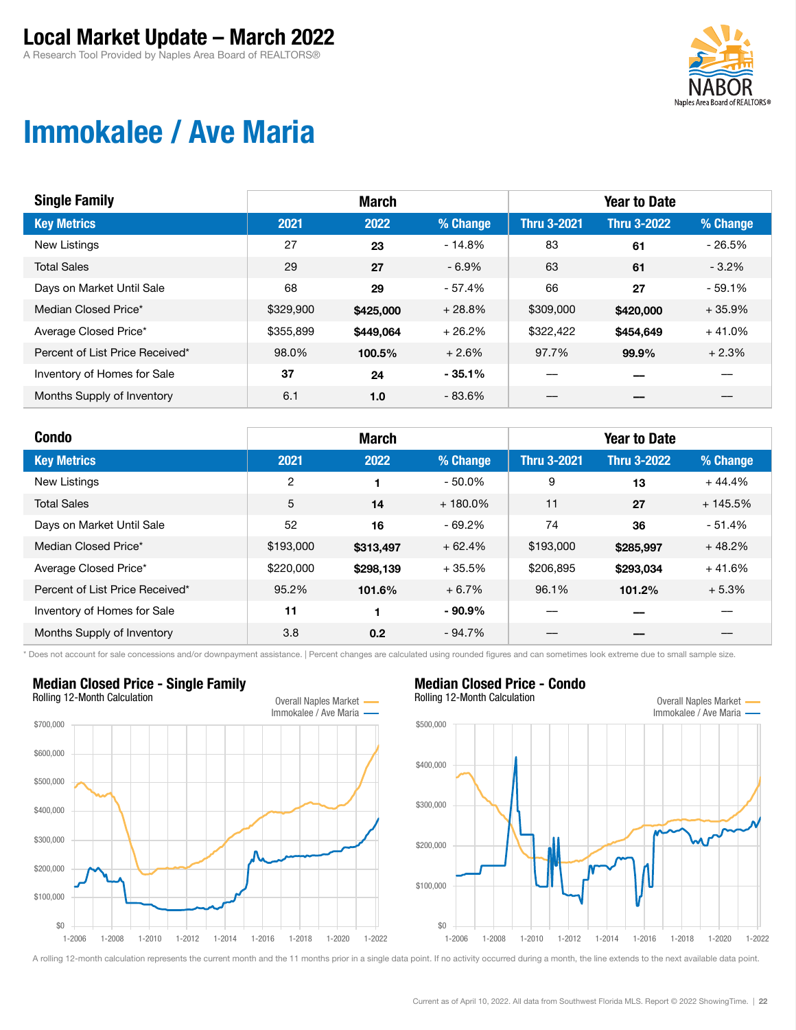# Local Market Update – March 2022

A Research Tool Provided by Naples Area Board of REALTORS®

NABOR
Naples Area Board of REALTORS®

# Immokalee / Ave Maria

| Single Family | March | | | Year to Date | | |
|---|---|---|---|---|---|---|
| **Key Metrics** | **2021** | **2022** | **% Change** | **Thru 3-2021** | **Thru 3-2022** | **% Change** |
| New Listings | 27 | **23** | - 14.8% | 83 | **61** | - 26.5% |
| Total Sales | 29 | **27** | - 6.9% | 63 | **61** | - 3.2% |
| Days on Market Until Sale | 68 | **29** | - 57.4% | 66 | **27** | - 59.1% |
| Median Closed Price* | $329,900 | **$425,000** | + 28.8% | $309,000 | **$420,000** | + 35.9% |
| Average Closed Price* | $355,899 | **$449,064** | + 26.2% | $322,422 | **$454,649** | + 41.0% |
| Percent of List Price Received* | 98.0% | **100.5%** | + 2.6% | 97.7% | **99.9%** | + 2.3% |
| Inventory of Homes for Sale | **37** | **24** | **- 35.1%** | — | — | — |
| Months Supply of Inventory | 6.1 | **1.0** | - 83.6% | — | — | — |

| Condo | March | | | Year to Date | | |
|---|---|---|---|---|---|---|
| **Key Metrics** | **2021** | **2022** | **% Change** | **Thru 3-2021** | **Thru 3-2022** | **% Change** |
| New Listings | 2 | **1** | - 50.0% | 9 | **13** | + 44.4% |
| Total Sales | 5 | **14** | + 180.0% | 11 | **27** | + 145.5% |
| Days on Market Until Sale | 52 | **16** | - 69.2% | 74 | **36** | - 51.4% |
| Median Closed Price* | $193,000 | **$313,497** | + 62.4% | $193,000 | **$285,997** | + 48.2% |
| Average Closed Price* | $220,000 | **$298,139** | + 35.5% | $206,895 | **$293,034** | + 41.6% |
| Percent of List Price Received* | 95.2% | **101.6%** | + 6.7% | 96.1% | **101.2%** | + 5.3% |
| Inventory of Homes for Sale | **11** | **1** | **- 90.9%** | — | — | — |
| Months Supply of Inventory | 3.8 | **0.2** | - 94.7% | — | — | — |

* Does not account for sale concessions and/or downpayment assistance. | Percent changes are calculated using rounded figures and can sometimes look extreme due to small sample size.

**Median Closed Price - Single Family**
Rolling 12-Month Calculation

Overall Naples Market
Immokalee / Ave Maria

$700,000
$600,000
$500,000
$400,000
$300,000
$200,000
$100,000
$0

1-2006 1-2008 1-2010 1-2012 1-2014 1-2016 1-2018 1-2020 1-2022

**Median Closed Price - Condo**
Rolling 12-Month Calculation

Overall Naples Market
Immokalee / Ave Maria

$500,000
$400,000
$300,000
$200,000
$100,000
$0

1-2006 1-2008 1-2010 1-2012 1-2014 1-2016 1-2018 1-2020 1-2022

A rolling 12-month calculation represents the current month and the 11 months prior in a single data point. If no activity occurred during a month, the line extends to the next available data point.

Current as of April 10, 2022. All data from Southwest Florida MLS. Report © 2022 ShowingTime.